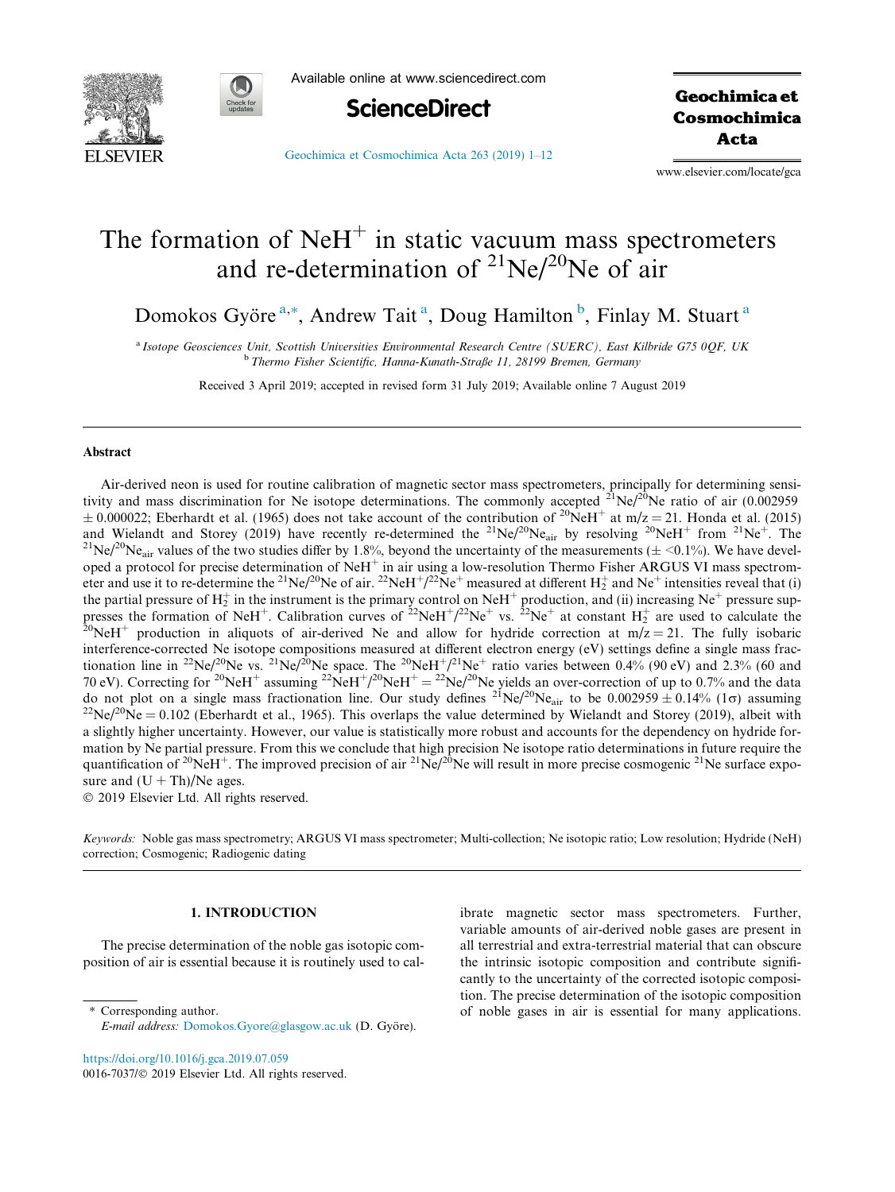# The formation of $NeH^+$ in static vacuum mass spectrometers and re-determination of $^{21}Ne/^{20}Ne$ of air

Domokos Györe[a,*], Andrew Tait[a], Doug Hamilton[b], Finlay M. Stuart[a]

[a] *Isotope Geosciences Unit, Scottish Universities Environmental Research Centre (SUERC), East Kilbride G75 0QF, UK*

[b] *Thermo Fisher Scientific, Hanna-Kunath-Straße 11, 28199 Bremen, Germany*

Received 3 April 2019; accepted in revised form 31 July 2019; Available online 7 August 2019

## Abstract

Air-derived neon is used for routine calibration of magnetic sector mass spectrometers, principally for determining sensitivity and mass discrimination for Ne isotope determinations. The commonly accepted $^{21}Ne/^{20}Ne$ ratio of air (0.002959 $\pm$ 0.000022; Eberhardt et al. (1965) does not take account of the contribution of $^{20}NeH^+$ at m/z = 21. Honda et al. (2015) and Wielandt and Storey (2019) have recently re-determined the $^{21}Ne/^{20}Ne_{air}$ by resolving $^{20}NeH^+$ from $^{21}Ne^+$. The $^{21}Ne/^{20}Ne_{air}$ values of the two studies differ by 1.8%, beyond the uncertainty of the measurements ($\pm$ <0.1%). We have developed a protocol for precise determination of $NeH^+$ in air using a low-resolution Thermo Fisher ARGUS VI mass spectrometer and use it to re-determine the $^{21}Ne/^{20}Ne$ of air. $^{22}NeH^+/^{22}Ne^+$ measured at different $H_2^+$ and $Ne^+$ intensities reveal that (i) the partial pressure of $H_2^+$ in the instrument is the primary control on $NeH^+$ production, and (ii) increasing $Ne^+$ pressure suppresses the formation of $NeH^+$. Calibration curves of $^{22}NeH^+/^{22}Ne^+$ vs. $^{22}Ne^+$ at constant $H_2^+$ are used to calculate the $^{20}NeH^+$ production in aliquots of air-derived Ne and allow for hydride correction at m/z = 21. The fully isobaric interference-corrected Ne isotope compositions measured at different electron energy (eV) settings define a single mass fractionation line in $^{22}Ne/^{20}Ne$ vs. $^{21}Ne/^{20}Ne$ space. The $^{20}NeH^+/^{21}Ne^+$ ratio varies between 0.4% (90 eV) and 2.3% (60 and 70 eV). Correcting for $^{20}NeH^+$ assuming $^{22}NeH^+/^{20}NeH^+ = {}^{22}Ne/^{20}Ne$ yields an over-correction of up to 0.7% and the data do not plot on a single mass fractionation line. Our study defines $^{21}Ne/^{20}Ne_{air}$ to be 0.002959 $\pm$ 0.14% (1$\sigma$) assuming $^{22}Ne/^{20}Ne = 0.102$ (Eberhardt et al., 1965). This overlaps the value determined by Wielandt and Storey (2019), albeit with a slightly higher uncertainty. However, our value is statistically more robust and accounts for the dependency on hydride formation by Ne partial pressure. From this we conclude that high precision Ne isotope ratio determinations in future require the quantification of $^{20}NeH^+$. The improved precision of air $^{21}Ne/^{20}Ne$ will result in more precise cosmogenic $^{21}Ne$ surface exposure and (U + Th)/Ne ages.

© 2019 Elsevier Ltd. All rights reserved.

*Keywords:* Noble gas mass spectrometry; ARGUS VI mass spectrometer; Multi-collection; Ne isotopic ratio; Low resolution; Hydride (NeH) correction; Cosmogenic; Radiogenic dating

## 1. INTRODUCTION

The precise determination of the noble gas isotopic composition of air is essential because it is routinely used to calibrate magnetic sector mass spectrometers. Further, variable amounts of air-derived noble gases are present in all terrestrial and extra-terrestrial material that can obscure the intrinsic isotopic composition and contribute significantly to the uncertainty of the corrected isotopic composition. The precise determination of the isotopic composition of noble gases in air is essential for many applications.

\* Corresponding author.
*E-mail address:* Domokos.Gyore@glasgow.ac.uk (D. Györe).

https://doi.org/10.1016/j.gca.2019.07.059
0016-7037/© 2019 Elsevier Ltd. All rights reserved.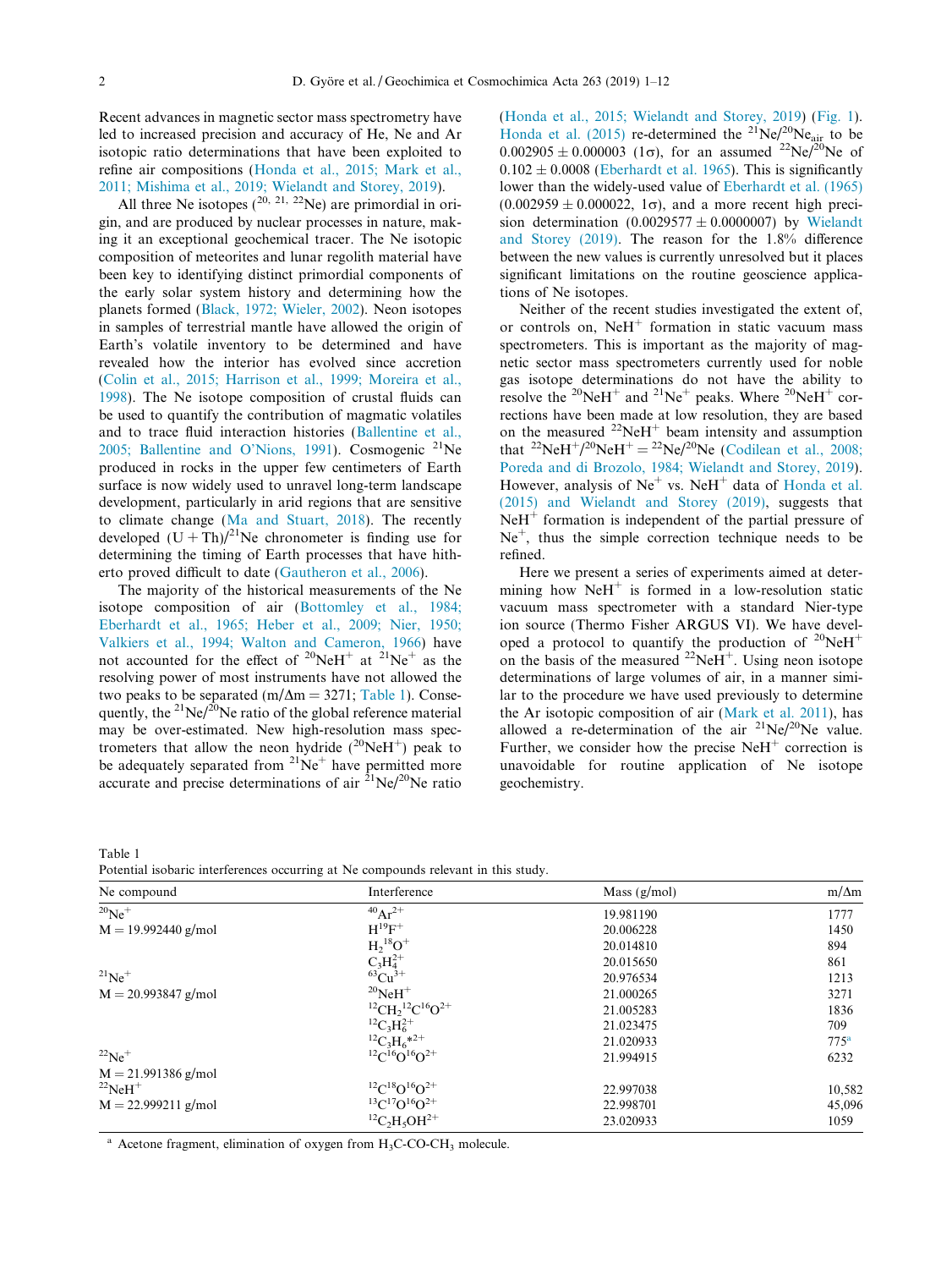Recent advances in magnetic sector mass spectrometry have led to increased precision and accuracy of He, Ne and Ar isotopic ratio determinations that have been exploited to refine air compositions (Honda et al., 2015; Mark et al., 2011; Mishima et al., 2019; Wielandt and Storey, 2019).

All three Ne isotopes ($^{20,\ 21,\ 22}$Ne) are primordial in origin, and are produced by nuclear processes in nature, making it an exceptional geochemical tracer. The Ne isotopic composition of meteorites and lunar regolith material have been key to identifying distinct primordial components of the early solar system history and determining how the planets formed (Black, 1972; Wieler, 2002). Neon isotopes in samples of terrestrial mantle have allowed the origin of Earth's volatile inventory to be determined and have revealed how the interior has evolved since accretion (Colin et al., 2015; Harrison et al., 1999; Moreira et al., 1998). The Ne isotope composition of crustal fluids can be used to quantify the contribution of magmatic volatiles and to trace fluid interaction histories (Ballentine et al., 2005; Ballentine and O'Nions, 1991). Cosmogenic $^{21}$Ne produced in rocks in the upper few centimeters of Earth surface is now widely used to unravel long-term landscape development, particularly in arid regions that are sensitive to climate change (Ma and Stuart, 2018). The recently developed $(U + Th)/^{21}$Ne chronometer is finding use for determining the timing of Earth processes that have hitherto proved difficult to date (Gautheron et al., 2006).

The majority of the historical measurements of the Ne isotope composition of air (Bottomley et al., 1984; Eberhardt et al., 1965; Heber et al., 2009; Nier, 1950; Valkiers et al., 1994; Walton and Cameron, 1966) have not accounted for the effect of $^{20}$NeH$^{+}$ at $^{21}$Ne$^{+}$ as the resolving power of most instruments have not allowed the two peaks to be separated ($m/\Delta m = 3271$; Table 1). Consequently, the $^{21}$Ne/$^{20}$Ne ratio of the global reference material may be over-estimated. New high-resolution mass spectrometers that allow the neon hydride ($^{20}$NeH$^{+}$) peak to be adequately separated from $^{21}$Ne$^{+}$ have permitted more accurate and precise determinations of air $^{21}$Ne/$^{20}$Ne ratio (Honda et al., 2015; Wielandt and Storey, 2019) (Fig. 1). Honda et al. (2015) re-determined the $^{21}$Ne/$^{20}$Ne$_{air}$ to be $0.002905 \pm 0.000003$ ($1\sigma$), for an assumed $^{22}$Ne/$^{20}$Ne of $0.102 \pm 0.0008$ (Eberhardt et al. 1965). This is significantly lower than the widely-used value of Eberhardt et al. (1965) ($0.002959 \pm 0.000022$, $1\sigma$), and a more recent high precision determination ($0.0029577 \pm 0.0000007$) by Wielandt and Storey (2019). The reason for the 1.8% difference between the new values is currently unresolved but it places significant limitations on the routine geoscience applications of Ne isotopes.

Neither of the recent studies investigated the extent of, or controls on, NeH$^{+}$ formation in static vacuum mass spectrometers. This is important as the majority of magnetic sector mass spectrometers currently used for noble gas isotope determinations do not have the ability to resolve the $^{20}$NeH$^{+}$ and $^{21}$Ne$^{+}$ peaks. Where $^{20}$NeH$^{+}$ corrections have been made at low resolution, they are based on the measured $^{22}$NeH$^{+}$ beam intensity and assumption that $^{22}$NeH$^{+}$/$^{20}$NeH$^{+}$ = $^{22}$Ne/$^{20}$Ne (Codilean et al., 2008; Poreda and di Brozolo, 1984; Wielandt and Storey, 2019). However, analysis of Ne$^{+}$ vs. NeH$^{+}$ data of Honda et al. (2015) and Wielandt and Storey (2019), suggests that NeH$^{+}$ formation is independent of the partial pressure of Ne$^{+}$, thus the simple correction technique needs to be refined.

Here we present a series of experiments aimed at determining how NeH$^{+}$ is formed in a low-resolution static vacuum mass spectrometer with a standard Nier-type ion source (Thermo Fisher ARGUS VI). We have developed a protocol to quantify the production of $^{20}$NeH$^{+}$ on the basis of the measured $^{22}$NeH$^{+}$. Using neon isotope determinations of large volumes of air, in a manner similar to the procedure we have used previously to determine the Ar isotopic composition of air (Mark et al. 2011), has allowed a re-determination of the air $^{21}$Ne/$^{20}$Ne value. Further, we consider how the precise NeH$^{+}$ correction is unavoidable for routine application of Ne isotope geochemistry.

Table 1
Potential isobaric interferences occurring at Ne compounds relevant in this study.

| Ne compound | Interference | Mass (g/mol) | m/Δm |
|---|---|---|---|
| $^{20}$Ne$^{+}$ | $^{40}$Ar$^{2+}$ | 19.981190 | 1777 |
| M = 19.992440 g/mol | H$^{19}$F$^{+}$ | 20.006228 | 1450 |
| | $H_2{}^{18}O^{+}$ | 20.014810 | 894 |
| | $C_3H_4^{2+}$ | 20.015650 | 861 |
| $^{21}$Ne$^{+}$ | $^{63}$Cu$^{3+}$ | 20.976534 | 1213 |
| M = 20.993847 g/mol | $^{20}$NeH$^{+}$ | 21.000265 | 3271 |
| | $^{12}CH_2{}^{12}C^{16}O^{2+}$ | 21.005283 | 1836 |
| | $^{12}C_3H_6^{2+}$ | 21.023475 | 709 |
| | $^{12}C_3H_6{}^{*2+}$ | 21.020933 | 775[a] |
| $^{22}$Ne$^{+}$ | $^{12}C^{16}O^{16}O^{2+}$ | 21.994915 | 6232 |
| M = 21.991386 g/mol | | | |
| $^{22}$NeH$^{+}$ | $^{12}C^{18}O^{16}O^{2+}$ | 22.997038 | 10,582 |
| M = 22.999211 g/mol | $^{13}C^{17}O^{16}O^{2+}$ | 22.998701 | 45,096 |
| | $^{12}C_2H_5OH^{2+}$ | 23.020933 | 1059 |

[a] Acetone fragment, elimination of oxygen from $H_3C$-CO-$CH_3$ molecule.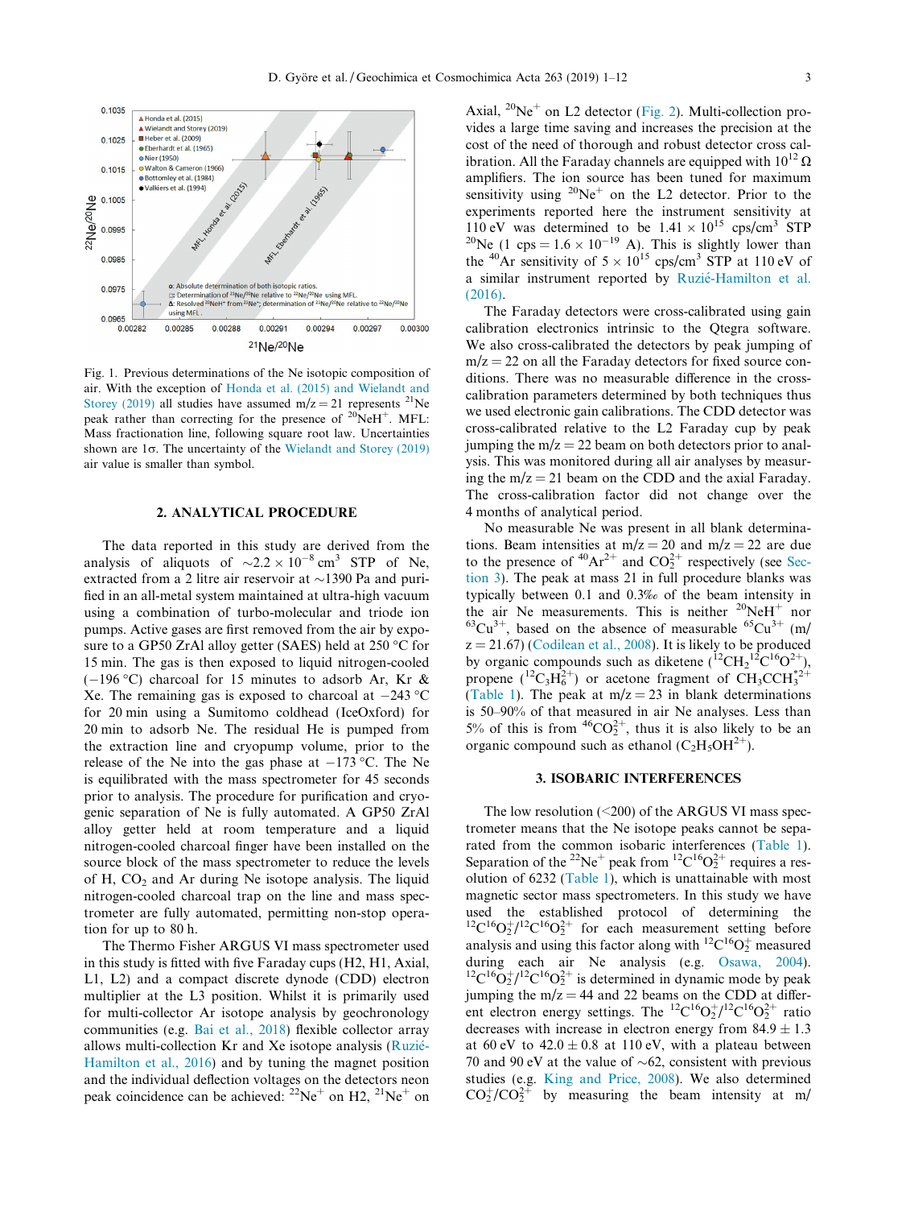Fig. 1. Previous determinations of the Ne isotopic composition of air. With the exception of Honda et al. (2015) and Wielandt and Storey (2019) all studies have assumed m/z = 21 represents $^{21}Ne$ peak rather than correcting for the presence of $^{20}NeH^{+}$. MFL: Mass fractionation line, following square root law. Uncertainties shown are 1σ. The uncertainty of the Wielandt and Storey (2019) air value is smaller than symbol.

## 2. ANALYTICAL PROCEDURE

The data reported in this study are derived from the analysis of aliquots of ~$2.2 \times 10^{-8}$ cm$^3$ STP of Ne, extracted from a 2 litre air reservoir at ~1390 Pa and purified in an all-metal system maintained at ultra-high vacuum using a combination of turbo-molecular and triode ion pumps. Active gases are first removed from the air by exposure to a GP50 ZrAl alloy getter (SAES) held at 250 °C for 15 min. The gas is then exposed to liquid nitrogen-cooled (−196 °C) charcoal for 15 minutes to adsorb Ar, Kr & Xe. The remaining gas is exposed to charcoal at −243 °C for 20 min using a Sumitomo coldhead (IceOxford) for 20 min to adsorb Ne. The residual He is pumped from the extraction line and cryopump volume, prior to the release of the Ne into the gas phase at −173 °C. The Ne is equilibrated with the mass spectrometer for 45 seconds prior to analysis. The procedure for purification and cryogenic separation of Ne is fully automated. A GP50 ZrAl alloy getter held at room temperature and a liquid nitrogen-cooled charcoal finger have been installed on the source block of the mass spectrometer to reduce the levels of H, $CO_2$ and Ar during Ne isotope analysis. The liquid nitrogen-cooled charcoal trap on the line and mass spectrometer are fully automated, permitting non-stop operation for up to 80 h.

The Thermo Fisher ARGUS VI mass spectrometer used in this study is fitted with five Faraday cups (H2, H1, Axial, L1, L2) and a compact discrete dynode (CDD) electron multiplier at the L3 position. Whilst it is primarily used for multi-collector Ar isotope analysis by geochronology communities (e.g. Bai et al., 2018) flexible collector array allows multi-collection Kr and Xe isotope analysis (Ruzié-Hamilton et al., 2016) and by tuning the magnet position and the individual deflection voltages on the detectors neon peak coincidence can be achieved: $^{22}Ne^{+}$ on H2, $^{21}Ne^{+}$ on Axial, $^{20}Ne^{+}$ on L2 detector (Fig. 2). Multi-collection provides a large time saving and increases the precision at the cost of the need of thorough and robust detector cross calibration. All the Faraday channels are equipped with $10^{12}$ Ω amplifiers. The ion source has been tuned for maximum sensitivity using $^{20}Ne^{+}$ on the L2 detector. Prior to the experiments reported here the instrument sensitivity at 110 eV was determined to be $1.41 \times 10^{15}$ cps/cm$^3$ STP $^{20}Ne$ (1 cps = $1.6 \times 10^{-19}$ A). This is slightly lower than the $^{40}Ar$ sensitivity of $5 \times 10^{15}$ cps/cm$^3$ STP at 110 eV of a similar instrument reported by Ruzié-Hamilton et al. (2016).

The Faraday detectors were cross-calibrated using gain calibration electronics intrinsic to the Qtegra software. We also cross-calibrated the detectors by peak jumping of m/z = 22 on all the Faraday detectors for fixed source conditions. There was no measurable difference in the cross-calibration parameters determined by both techniques thus we used electronic gain calibrations. The CDD detector was cross-calibrated relative to the L2 Faraday cup by peak jumping the m/z = 22 beam on both detectors prior to analysis. This was monitored during all air analyses by measuring the m/z = 21 beam on the CDD and the axial Faraday. The cross-calibration factor did not change over the 4 months of analytical period.

No measurable Ne was present in all blank determinations. Beam intensities at m/z = 20 and m/z = 22 are due to the presence of $^{40}Ar^{2+}$ and $CO_2^{2+}$ respectively (see Section 3). The peak at mass 21 in full procedure blanks was typically between 0.1 and 0.3‰ of the beam intensity in the air Ne measurements. This is neither $^{20}NeH^{+}$ nor $^{63}Cu^{3+}$, based on the absence of measurable $^{65}Cu^{3+}$ (m/z = 21.67) (Codilean et al., 2008). It is likely to be produced by organic compounds such as diketene ($^{12}CH_2{}^{12}C^{16}O^{2+}$), propene ($^{12}C_3H_6^{2+}$) or acetone fragment of $CH_3CCH_3^{*2+}$ (Table 1). The peak at m/z = 23 in blank determinations is 50–90% of that measured in air Ne analyses. Less than 5% of this is from $^{46}CO_2^{2+}$, thus it is also likely to be an organic compound such as ethanol ($C_2H_5OH^{2+}$).

## 3. ISOBARIC INTERFERENCES

The low resolution (<200) of the ARGUS VI mass spectrometer means that the Ne isotope peaks cannot be separated from the common isobaric interferences (Table 1). Separation of the $^{22}Ne^{+}$ peak from $^{12}C^{16}O_2^{2+}$ requires a resolution of 6232 (Table 1), which is unattainable with most magnetic sector mass spectrometers. In this study we have used the established protocol of determining the $^{12}C^{16}O_2^{+}/^{12}C^{16}O_2^{2+}$ for each measurement setting before analysis and using this factor along with $^{12}C^{16}O_2^{+}$ measured during each air Ne analysis (e.g. Osawa, 2004). $^{12}C^{16}O_2^{+}/^{12}C^{16}O_2^{2+}$ is determined in dynamic mode by peak jumping the m/z = 44 and 22 beams on the CDD at different electron energy settings. The $^{12}C^{16}O_2^{+}/^{12}C^{16}O_2^{2+}$ ratio decreases with increase in electron energy from $84.9 \pm 1.3$ at 60 eV to $42.0 \pm 0.8$ at 110 eV, with a plateau between 70 and 90 eV at the value of ~62, consistent with previous studies (e.g. King and Price, 2008). We also determined $CO_2^{+}/CO_2^{2+}$ by measuring the beam intensity at m/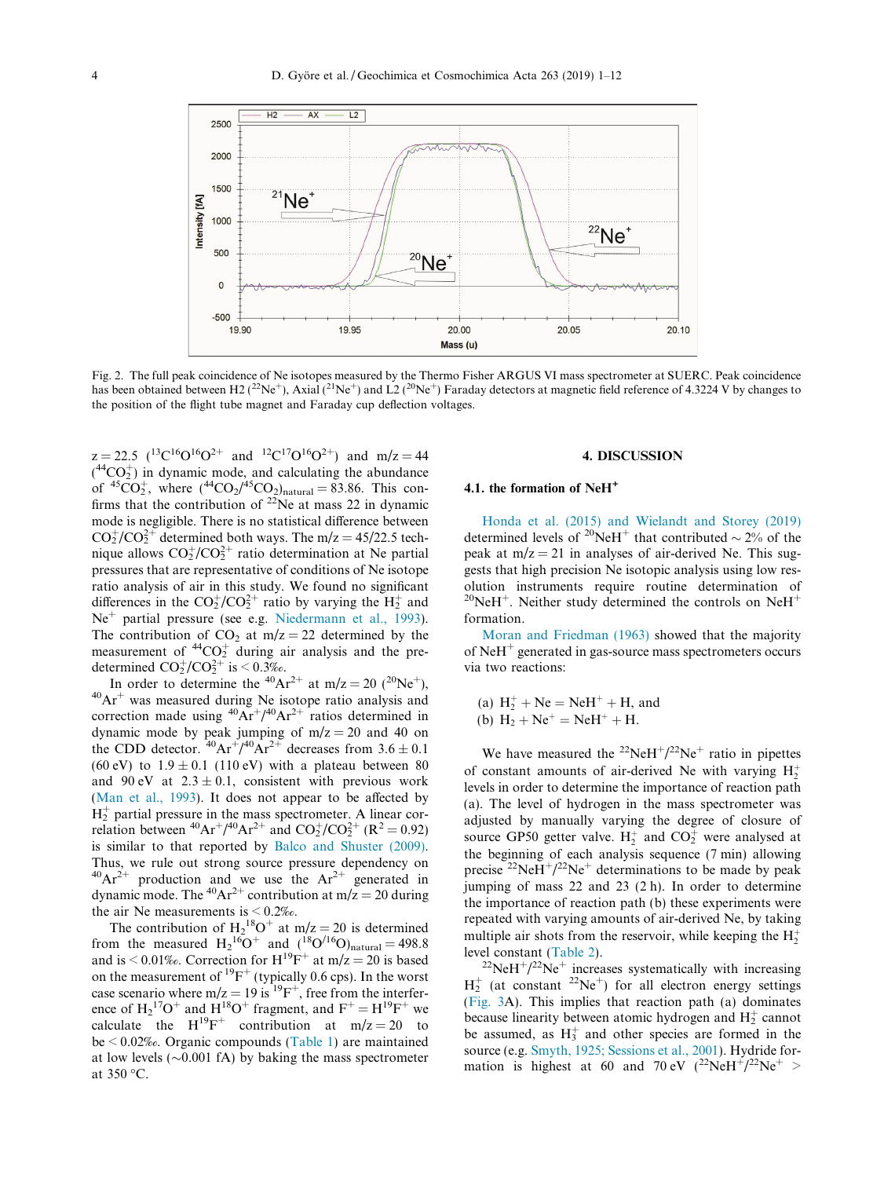Fig. 2. The full peak coincidence of Ne isotopes measured by the Thermo Fisher ARGUS VI mass spectrometer at SUERC. Peak coincidence has been obtained between H2 ($^{22}Ne^+$), Axial ($^{21}Ne^+$) and L2 ($^{20}Ne^+$) Faraday detectors at magnetic field reference of 4.3224 V by changes to the position of the flight tube magnet and Faraday cup deflection voltages.

z = 22.5 ($^{13}C^{16}O^{16}O^{2+}$ and $^{12}C^{17}O^{16}O^{2+}$) and m/z = 44 ($^{44}CO_2^+$) in dynamic mode, and calculating the abundance of $^{45}CO_2^+$, where $(^{44}CO_2/^{45}CO_2)_{natural} = 83.86$. This confirms that the contribution of $^{22}Ne$ at mass 22 in dynamic mode is negligible. There is no statistical difference between $CO_2^+/CO_2^{2+}$ determined both ways. The m/z = 45/22.5 technique allows $CO_2^+/CO_2^{2+}$ ratio determination at Ne partial pressures that are representative of conditions of Ne isotope ratio analysis of air in this study. We found no significant differences in the $CO_2^+/CO_2^{2+}$ ratio by varying the $H_2^+$ and $Ne^+$ partial pressure (see e.g. Niedermann et al., 1993). The contribution of $CO_2$ at m/z = 22 determined by the measurement of $^{44}CO_2^+$ during air analysis and the predetermined $CO_2^+/CO_2^{2+}$ is < 0.3‰.

In order to determine the $^{40}Ar^{2+}$ at m/z = 20 ($^{20}Ne^+$), $^{40}Ar^+$ was measured during Ne isotope ratio analysis and correction made using $^{40}Ar^+/^{40}Ar^{2+}$ ratios determined in dynamic mode by peak jumping of m/z = 20 and 40 on the CDD detector. $^{40}Ar^+/^{40}Ar^{2+}$ decreases from 3.6 ± 0.1 (60 eV) to 1.9 ± 0.1 (110 eV) with a plateau between 80 and 90 eV at 2.3 ± 0.1, consistent with previous work (Man et al., 1993). It does not appear to be affected by $H_2^+$ partial pressure in the mass spectrometer. A linear correlation between $^{40}Ar^+/^{40}Ar^{2+}$ and $CO_2^+/CO_2^{2+}$ ($R^2 = 0.92$) is similar to that reported by Balco and Shuster (2009). Thus, we rule out strong source pressure dependency on $^{40}Ar^{2+}$ production and we use the $Ar^{2+}$ generated in dynamic mode. The $^{40}Ar^{2+}$ contribution at m/z = 20 during the air Ne measurements is < 0.2‰.

The contribution of $H_2^{18}O^+$ at m/z = 20 is determined from the measured $H_2^{16}O^+$ and $(^{18}O/^{16}O)_{natural} = 498.8$ and is < 0.01‰. Correction for $H^{19}F^+$ at m/z = 20 is based on the measurement of $^{19}F^+$ (typically 0.6 cps). In the worst case scenario where m/z = 19 is $^{19}F^+$, free from the interference of $H_2^{17}O^+$ and $H^{18}O^+$ fragment, and $F^+ = H^{19}F^+$ we calculate the $H^{19}F^+$ contribution at m/z = 20 to be < 0.02‰. Organic compounds (Table 1) are maintained at low levels (~0.001 fA) by baking the mass spectrometer at 350 °C.

# 4. DISCUSSION

## 4.1. the formation of NeH$^+$

Honda et al. (2015) and Wielandt and Storey (2019) determined levels of $^{20}NeH^+$ that contributed ~2% of the peak at m/z = 21 in analyses of air-derived Ne. This suggests that high precision Ne isotopic analysis using low resolution instruments require routine determination of $^{20}NeH^+$. Neither study determined the controls on $NeH^+$ formation.

Moran and Friedman (1963) showed that the majority of $NeH^+$ generated in gas-source mass spectrometers occurs via two reactions:

(a) $H_2^+ + Ne = NeH^+ + H$, and
(b) $H_2 + Ne^+ = NeH^+ + H$.

We have measured the $^{22}NeH^+/^{22}Ne^+$ ratio in pipettes of constant amounts of air-derived Ne with varying $H_2^+$ levels in order to determine the importance of reaction path (a). The level of hydrogen in the mass spectrometer was adjusted by manually varying the degree of closure of source GP50 getter valve. $H_2^+$ and $CO_2^+$ were analysed at the beginning of each analysis sequence (7 min) allowing precise $^{22}NeH^+/^{22}Ne^+$ determinations to be made by peak jumping of mass 22 and 23 (2 h). In order to determine the importance of reaction path (b) these experiments were repeated with varying amounts of air-derived Ne, by taking multiple air shots from the reservoir, while keeping the $H_2^+$ level constant (Table 2).

$^{22}NeH^+/^{22}Ne^+$ increases systematically with increasing $H_2^+$ (at constant $^{22}Ne^+$) for all electron energy settings (Fig. 3A). This implies that reaction path (a) dominates because linearity between atomic hydrogen and $H_2^+$ cannot be assumed, as $H_3^+$ and other species are formed in the source (e.g. Smyth, 1925; Sessions et al., 2001). Hydride formation is highest at 60 and 70 eV ($^{22}NeH^+/^{22}Ne^+$ >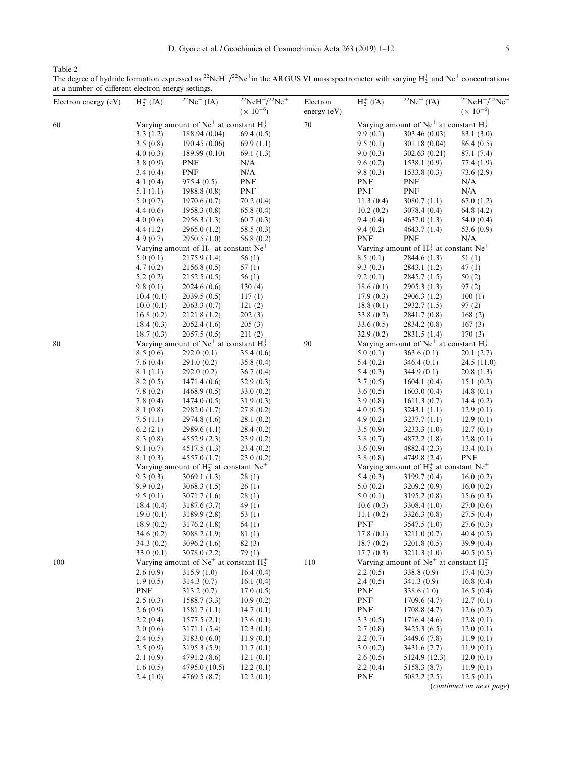Table 2
The degree of hydride formation expressed as $^{22}NeH^+/^{22}Ne^+$ in the ARGUS VI mass spectrometer with varying $H_2^+$ and $Ne^+$ concentrations at a number of different electron energy settings.

| Electron energy (eV) | $H_2^+$ (fA) | $^{22}Ne^+$ (fA) | $^{22}NeH^+/^{22}Ne^+$ ($\times 10^{-6}$) | Electron energy (eV) | $H_2^+$ (fA) | $^{22}Ne^+$ (fA) | $^{22}NeH^+/^{22}Ne^+$ ($\times 10^{-6}$) |
|---|---|---|---|---|---|---|---|
| 60 | Varying amount of $Ne^+$ at constant $H_2^+$ | | | 70 | Varying amount of $Ne^+$ at constant $H_2^+$ | | |
| | 3.3 (1.2) | 188.94 (0.04) | 69.4 (0.5) | | 9.9 (0.1) | 303.46 (0.03) | 83.1 (3.0) |
| | 3.5 (0.8) | 190.45 (0.06) | 69.9 (1.1) | | 9.5 (0.1) | 301.18 (0.04) | 86.4 (0.5) |
| | 4.0 (0.3) | 189.99 (0.10) | 69.1 (1.3) | | 9.0 (0.3) | 302.63 (0.21) | 87.1 (7.4) |
| | 3.8 (0.9) | PNF | N/A | | 9.6 (0.2) | 1538.1 (0.9) | 77.4 (1.9) |
| | 3.4 (0.4) | PNF | N/A | | 9.8 (0.3) | 1533.8 (0.3) | 73.6 (2.9) |
| | 4.1 (0.4) | 975.4 (0.5) | PNF | | PNF | PNF | N/A |
| | 5.1 (1.1) | 1988.8 (0.8) | PNF | | PNF | PNF | N/A |
| | 5.0 (0.7) | 1970.6 (0.7) | 70.2 (0.4) | | 11.3 (0.4) | 3080.7 (1.1) | 67.0 (1.2) |
| | 4.4 (0.6) | 1958.3 (0.8) | 65.8 (0.4) | | 10.2 (0.2) | 3078.4 (0.4) | 64.8 (4.2) |
| | 4.0 (0.6) | 2956.3 (1.3) | 60.7 (0.3) | | 9.4 (0.4) | 4637.0 (1.3) | 54.0 (0.4) |
| | 4.4 (1.2) | 2965.0 (1.2) | 58.5 (0.3) | | 9.4 (0.2) | 4643.7 (1.4) | 53.6 (0.9) |
| | 4.9 (0.7) | 2950.5 (1.0) | 56.8 (0.2) | | PNF | PNF | N/A |
| | Varying amount of $H_2^+$ at constant $Ne^+$ | | | | Varying amount of $H_2^+$ at constant $Ne^+$ | | |
| | 5.0 (0.1) | 2175.9 (1.4) | 56 (1) | | 8.5 (0.1) | 2844.6 (1.3) | 51 (1) |
| | 4.7 (0.2) | 2156.8 (0.5) | 57 (1) | | 9.3 (0.3) | 2843.1 (1.2) | 47 (1) |
| | 5.2 (0.2) | 2152.5 (0.5) | 56 (1) | | 9.2 (0.1) | 2845.7 (1.5) | 50 (2) |
| | 9.8 (0.1) | 2024.6 (0.6) | 130 (4) | | 18.6 (0.1) | 2905.3 (1.3) | 97 (2) |
| | 10.4 (0.1) | 2039.5 (0.5) | 117 (1) | | 17.9 (0.3) | 2906.3 (1.2) | 100 (1) |
| | 10.0 (0.1) | 2063.3 (0.7) | 121 (2) | | 18.8 (0.1) | 2932.7 (1.5) | 97 (2) |
| | 16.8 (0.2) | 2121.8 (1.2) | 202 (3) | | 33.8 (0.2) | 2841.7 (0.8) | 168 (2) |
| | 18.4 (0.3) | 2052.4 (1.6) | 205 (3) | | 33.6 (0.5) | 2834.2 (0.8) | 167 (3) |
| | 18.7 (0.3) | 2057.5 (0.5) | 211 (2) | | 32.9 (0.2) | 2831.5 (1.4) | 170 (3) |
| 80 | Varying amount of $Ne^+$ at constant $H_2^+$ | | | 90 | Varying amount of $Ne^+$ at constant $H_2^+$ | | |
| | 8.5 (0.6) | 292.0 (0.1) | 35.4 (0.6) | | 5.0 (0.1) | 363.6 (0.1) | 20.1 (2.7) |
| | 7.6 (0.4) | 291.0 (0.2) | 35.8 (0.4) | | 5.4 (0.2) | 346.4 (0.1) | 24.5 (11.0) |
| | 8.1 (1.1) | 292.0 (0.2) | 36.7 (0.4) | | 5.4 (0.3) | 344.9 (0.1) | 20.8 (1.3) |
| | 8.2 (0.5) | 1471.4 (0.6) | 32.9 (0.3) | | 3.7 (0.5) | 1604.1 (0.4) | 15.1 (0.2) |
| | 7.8 (0.2) | 1468.9 (0.5) | 33.0 (0.2) | | 3.6 (0.5) | 1603.0 (0.4) | 14.8 (0.1) |
| | 7.8 (0.4) | 1474.0 (0.5) | 31.9 (0.3) | | 3.9 (0.8) | 1611.3 (0.7) | 14.4 (0.2) |
| | 8.1 (0.8) | 2982.0 (1.7) | 27.8 (0.2) | | 4.0 (0.5) | 3243.1 (1.1) | 12.9 (0.1) |
| | 7.5 (1.1) | 2974.8 (1.6) | 28.1 (0.2) | | 4.9 (0.2) | 3237.7 (1.1) | 12.9 (0.1) |
| | 6.2 (2.1) | 2989.6 (1.1) | 28.4 (0.2) | | 3.5 (0.9) | 3233.3 (1.0) | 12.7 (0.1) |
| | 8.3 (0.8) | 4552.9 (2.3) | 23.9 (0.2) | | 3.8 (0.7) | 4872.2 (1.8) | 12.8 (0.1) |
| | 9.1 (0.7) | 4517.5 (1.3) | 23.4 (0.2) | | 3.6 (0.9) | 4882.4 (2.3) | 13.4 (0.1) |
| | 8.1 (0.3) | 4557.0 (1.7) | 23.0 (0.2) | | 3.8 (0.8) | 4749.8 (2.4) | PNF |
| | Varying amount of $H_2^+$ at constant $Ne^+$ | | | | Varying amount of $H_2^+$ at constant $Ne^+$ | | |
| | 9.3 (0.3) | 3069.1 (1.3) | 28 (1) | | 5.4 (0.3) | 3199.7 (0.4) | 16.0 (0.2) |
| | 9.9 (0.2) | 3068.3 (1.5) | 26 (1) | | 5.0 (0.2) | 3209.2 (0.9) | 16.0 (0.2) |
| | 9.5 (0.1) | 3071.7 (1.6) | 28 (1) | | 5.0 (0.1) | 3195.2 (0.8) | 15.6 (0.3) |
| | 18.4 (0.4) | 3187.6 (3.7) | 49 (1) | | 10.6 (0.3) | 3308.4 (1.0) | 27.0 (0.6) |
| | 19.0 (0.1) | 3189.9 (2.8) | 53 (1) | | 11.1 (0.2) | 3326.3 (0.8) | 27.5 (0.4) |
| | 18.9 (0.2) | 3176.2 (1.8) | 54 (1) | | PNF | 3547.5 (1.0) | 27.6 (0.3) |
| | 34.6 (0.2) | 3088.2 (1.9) | 81 (1) | | 17.8 (0.1) | 3211.0 (0.7) | 40.4 (0.5) |
| | 34.3 (0.2) | 3096.2 (1.6) | 82 (3) | | 18.7 (0.2) | 3201.8 (0.5) | 39.9 (0.4) |
| | 33.0 (0.1) | 3078.0 (2.2) | 79 (1) | | 17.7 (0.3) | 3211.3 (1.0) | 40.5 (0.5) |
| 100 | Varying amount of $Ne^+$ at constant $H_2^+$ | | | 110 | Varying amount of $Ne^+$ at constant $H_2^+$ | | |
| | 2.6 (0.9) | 315.9 (1.0) | 16.4 (0.4) | | 2.2 (0.5) | 338.8 (0.9) | 17.4 (0.3) |
| | 1.9 (0.5) | 314.3 (0.7) | 16.1 (0.4) | | 2.4 (0.5) | 341.3 (0.9) | 16.8 (0.4) |
| | PNF | 313.2 (0.7) | 17.0 (0.5) | | PNF | 338.6 (1.0) | 16.5 (0.4) |
| | 2.5 (0.3) | 1588.7 (3.3) | 10.9 (0.2) | | PNF | 1709.6 (4.7) | 12.7 (0.1) |
| | 2.6 (0.9) | 1581.7 (1.1) | 14.7 (0.1) | | PNF | 1708.8 (4.7) | 12.6 (0.2) |
| | 2.2 (0.4) | 1577.5 (2.1) | 13.6 (0.1) | | 3.3 (0.5) | 1716.4 (4.6) | 12.8 (0.1) |
| | 2.0 (0.6) | 3171.1 (5.4) | 12.3 (0.1) | | 2.7 (0.8) | 3425.3 (6.5) | 12.0 (0.1) |
| | 2.4 (0.5) | 3183.0 (6.0) | 11.9 (0.1) | | 2.2 (0.7) | 3449.6 (7.8) | 11.9 (0.1) |
| | 2.5 (0.9) | 3195.3 (5.9) | 11.7 (0.1) | | 3.0 (0.2) | 3431.6 (7.7) | 11.9 (0.1) |
| | 2.1 (0.9) | 4791.2 (8.6) | 12.1 (0.1) | | 2.6 (0.5) | 5124.9 (12.3) | 12.0 (0.1) |
| | 1.6 (0.5) | 4795.0 (10.5) | 12.2 (0.1) | | 2.2 (0.4) | 5158.3 (8.7) | 11.9 (0.1) |
| | 2.4 (1.0) | 4769.5 (8.7) | 12.2 (0.1) | | PNF | 5082.2 (2.5) | 12.5 (0.1) |

(*continued on next page*)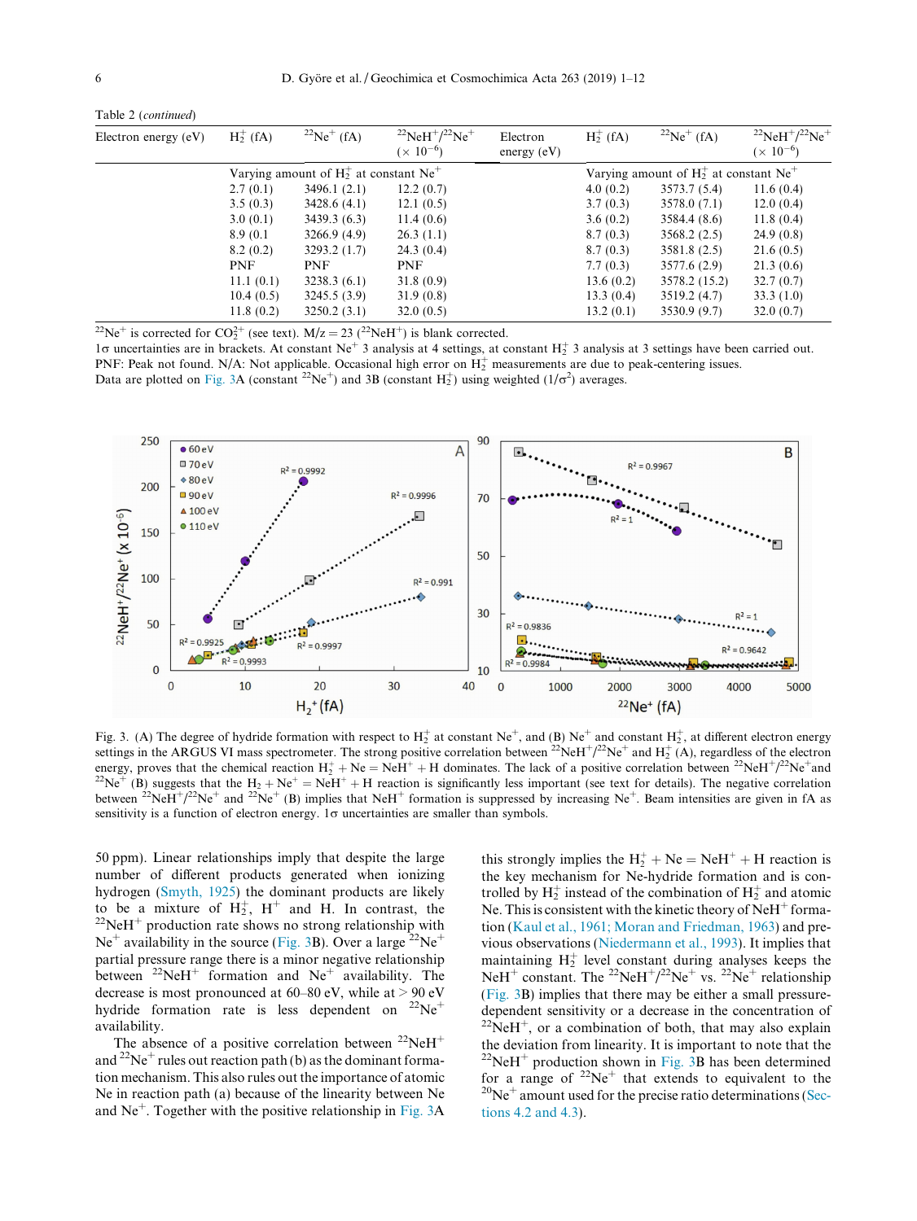Table 2 (*continued*)

| Electron energy (eV) | $H_2^+$ (fA) | $^{22}Ne^+$ (fA) | $^{22}NeH^+/^{22}Ne^+$ ($\times 10^{-6}$) | Electron energy (eV) | $H_2^+$ (fA) | $^{22}Ne^+$ (fA) | $^{22}NeH^+/^{22}Ne^+$ ($\times 10^{-6}$) |
|---|---|---|---|---|---|---|---|
| | Varying amount of $H_2^+$ at constant $Ne^+$ | | | | Varying amount of $H_2^+$ at constant $Ne^+$ | | |
| | 2.7 (0.1) | 3496.1 (2.1) | 12.2 (0.7) | | 4.0 (0.2) | 3573.7 (5.4) | 11.6 (0.4) |
| | 3.5 (0.3) | 3428.6 (4.1) | 12.1 (0.5) | | 3.7 (0.3) | 3578.0 (7.1) | 12.0 (0.4) |
| | 3.0 (0.1) | 3439.3 (6.3) | 11.4 (0.6) | | 3.6 (0.2) | 3584.4 (8.6) | 11.8 (0.4) |
| | 8.9 (0.1 | 3266.9 (4.9) | 26.3 (1.1) | | 8.7 (0.3) | 3568.2 (2.5) | 24.9 (0.8) |
| | 8.2 (0.2) | 3293.2 (1.7) | 24.3 (0.4) | | 8.7 (0.3) | 3581.8 (2.5) | 21.6 (0.5) |
| | PNF | PNF | PNF | | 7.7 (0.3) | 3577.6 (2.9) | 21.3 (0.6) |
| | 11.1 (0.1) | 3238.3 (6.1) | 31.8 (0.9) | | 13.6 (0.2) | 3578.2 (15.2) | 32.7 (0.7) |
| | 10.4 (0.5) | 3245.5 (3.9) | 31.9 (0.8) | | 13.3 (0.4) | 3519.2 (4.7) | 33.3 (1.0) |
| | 11.8 (0.2) | 3250.2 (3.1) | 32.0 (0.5) | | 13.2 (0.1) | 3530.9 (9.7) | 32.0 (0.7) |

$^{22}Ne^+$ is corrected for $CO_2^{2+}$ (see text). M/z = 23 ($^{22}NeH^+$) is blank corrected.
1σ uncertainties are in brackets. At constant $Ne^+$ 3 analysis at 4 settings, at constant $H_2^+$ 3 analysis at 3 settings have been carried out.
PNF: Peak not found. N/A: Not applicable. Occasional high error on $H_2^+$ measurements are due to peak-centering issues.
Data are plotted on Fig. 3A (constant $^{22}Ne^+$) and 3B (constant $H_2^+$) using weighted ($1/\sigma^2$) averages.

Fig. 3. (A) The degree of hydride formation with respect to $H_2^+$ at constant $Ne^+$, and (B) $Ne^+$ and constant $H_2^+$, at different electron energy settings in the ARGUS VI mass spectrometer. The strong positive correlation between $^{22}NeH^+/^{22}Ne^+$ and $H_2^+$ (A), regardless of the electron energy, proves that the chemical reaction $H_2^+ + Ne = NeH^+ + H$ dominates. The lack of a positive correlation between $^{22}NeH^+/^{22}Ne^+$ and $^{22}Ne^+$ (B) suggests that the $H_2 + Ne^+ = NeH^+ + H$ reaction is significantly less important (see text for details). The negative correlation between $^{22}NeH^+/^{22}Ne^+$ and $^{22}Ne^+$ (B) implies that $NeH^+$ formation is suppressed by increasing $Ne^+$. Beam intensities are given in fA as sensitivity is a function of electron energy. 1σ uncertainties are smaller than symbols.

50 ppm). Linear relationships imply that despite the large number of different products generated when ionizing hydrogen (Smyth, 1925) the dominant products are likely to be a mixture of $H_2^+$, $H^+$ and H. In contrast, the $^{22}NeH^+$ production rate shows no strong relationship with $Ne^+$ availability in the source (Fig. 3B). Over a large $^{22}Ne^+$ partial pressure range there is a minor negative relationship between $^{22}NeH^+$ formation and $Ne^+$ availability. The decrease is most pronounced at 60–80 eV, while at > 90 eV hydride formation rate is less dependent on $^{22}Ne^+$ availability.

The absence of a positive correlation between $^{22}NeH^+$ and $^{22}Ne^+$ rules out reaction path (b) as the dominant formation mechanism. This also rules out the importance of atomic Ne in reaction path (a) because of the linearity between Ne and $Ne^+$. Together with the positive relationship in Fig. 3A this strongly implies the $H_2^+ + Ne = NeH^+ + H$ reaction is the key mechanism for Ne-hydride formation and is controlled by $H_2^+$ instead of the combination of $H_2^+$ and atomic Ne. This is consistent with the kinetic theory of $NeH^+$ formation (Kaul et al., 1961; Moran and Friedman, 1963) and previous observations (Niedermann et al., 1993). It implies that maintaining $H_2^+$ level constant during analyses keeps the $NeH^+$ constant. The $^{22}NeH^+/^{22}Ne^+$ vs. $^{22}Ne^+$ relationship (Fig. 3B) implies that there may be either a small pressure-dependent sensitivity or a decrease in the concentration of $^{22}NeH^+$, or a combination of both, that may also explain the deviation from linearity. It is important to note that the $^{22}NeH^+$ production shown in Fig. 3B has been determined for a range of $^{22}Ne^+$ that extends to equivalent to the $^{20}Ne^+$ amount used for the precise ratio determinations (Sections 4.2 and 4.3).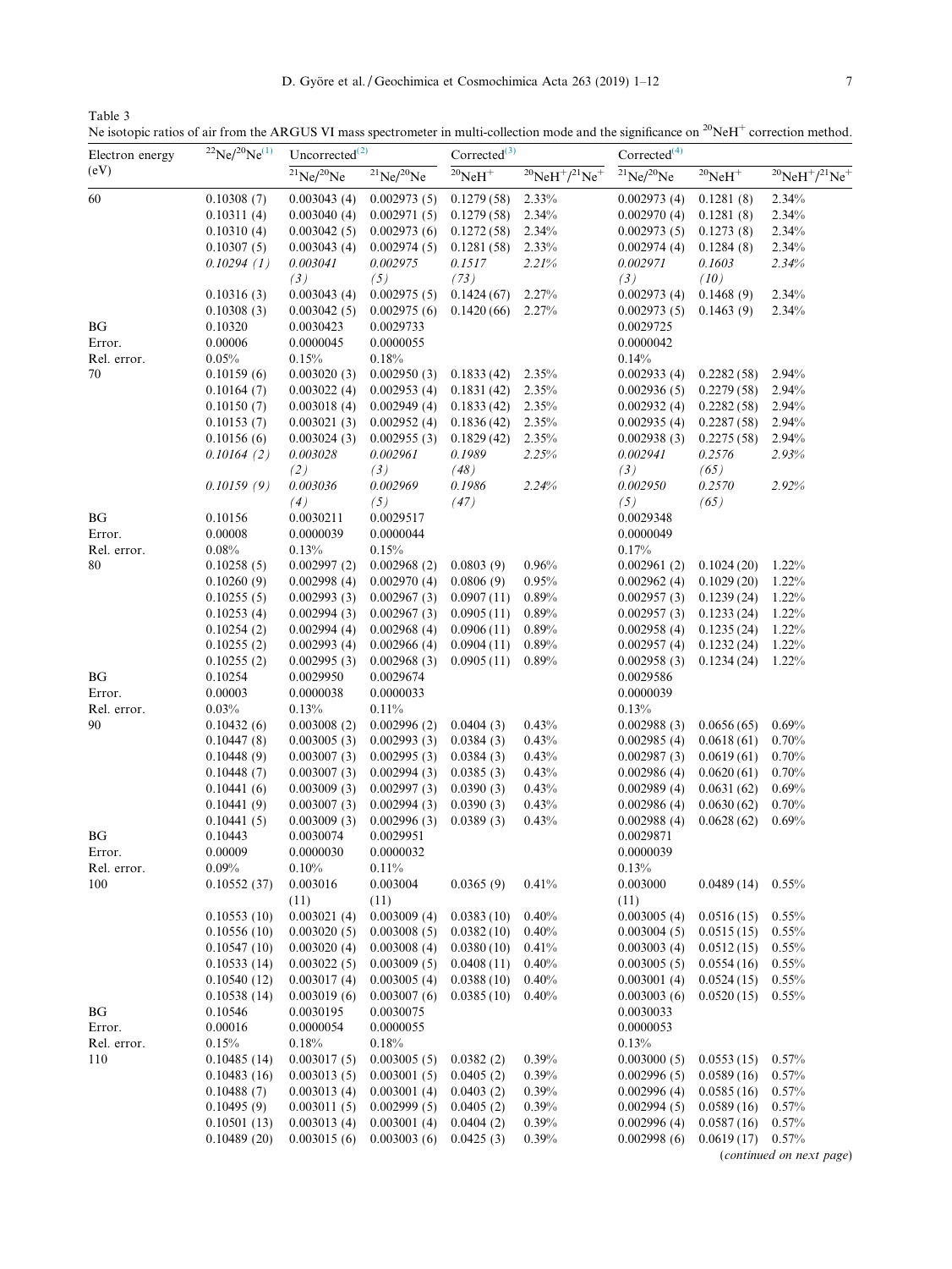Table 3
Ne isotopic ratios of air from the ARGUS VI mass spectrometer in multi-collection mode and the significance on $^{20}NeH^{+}$ correction method.

| Electron energy (eV) | $^{22}Ne/^{20}Ne$ [(1)] | Uncorrected[(2)] | | Corrected[(3)] | | Corrected[(4)] | | |
|---|---|---|---|---|---|---|---|---|
| | | $^{21}Ne/^{20}Ne$ | $^{21}Ne/^{20}Ne$ | $^{20}NeH^{+}$ | $^{20}NeH^{+}/^{21}Ne^{+}$ | $^{21}Ne/^{20}Ne$ | $^{20}NeH^{+}$ | $^{20}NeH^{+}/^{21}Ne^{+}$ |
| 60 | 0.10308 (7) | 0.003043 (4) | 0.002973 (5) | 0.1279 (58) | 2.33% | 0.002973 (4) | 0.1281 (8) | 2.34% |
| | 0.10311 (4) | 0.003040 (4) | 0.002971 (5) | 0.1279 (58) | 2.34% | 0.002970 (4) | 0.1281 (8) | 2.34% |
| | 0.10310 (4) | 0.003042 (5) | 0.002973 (6) | 0.1272 (58) | 2.34% | 0.002973 (5) | 0.1273 (8) | 2.34% |
| | 0.10307 (5) | 0.003043 (4) | 0.002974 (5) | 0.1281 (58) | 2.33% | 0.002974 (4) | 0.1284 (8) | 2.34% |
| | *0.10294 (1)* | *0.003041 (3)* | *0.002975 (5)* | *0.1517 (73)* | *2.21%* | *0.002971 (3)* | *0.1603 (10)* | *2.34%* |
| | 0.10316 (3) | 0.003043 (4) | 0.002975 (5) | 0.1424 (67) | 2.27% | 0.002973 (4) | 0.1468 (9) | 2.34% |
| | 0.10308 (3) | 0.003042 (5) | 0.002975 (6) | 0.1420 (66) | 2.27% | 0.002973 (5) | 0.1463 (9) | 2.34% |
| BG | 0.10320 | 0.0030423 | 0.0029733 | | | 0.0029725 | | |
| Error. | 0.00006 | 0.0000045 | 0.0000055 | | | 0.0000042 | | |
| Rel. error. | 0.05% | 0.15% | 0.18% | | | 0.14% | | |
| 70 | 0.10159 (6) | 0.003020 (3) | 0.002950 (3) | 0.1833 (42) | 2.35% | 0.002933 (4) | 0.2282 (58) | 2.94% |
| | 0.10164 (7) | 0.003022 (4) | 0.002953 (4) | 0.1831 (42) | 2.35% | 0.002936 (5) | 0.2279 (58) | 2.94% |
| | 0.10150 (7) | 0.003018 (4) | 0.002949 (4) | 0.1833 (42) | 2.35% | 0.002932 (4) | 0.2282 (58) | 2.94% |
| | 0.10153 (7) | 0.003021 (3) | 0.002952 (4) | 0.1836 (42) | 2.35% | 0.002935 (4) | 0.2287 (58) | 2.94% |
| | 0.10156 (6) | 0.003024 (3) | 0.002955 (3) | 0.1829 (42) | 2.35% | 0.002938 (3) | 0.2275 (58) | 2.94% |
| | *0.10164 (2)* | *0.003028 (2)* | *0.002961 (3)* | *0.1989 (48)* | *2.25%* | *0.002941 (3)* | *0.2576 (65)* | *2.93%* |
| | *0.10159 (9)* | *0.003036 (4)* | *0.002969 (5)* | *0.1986 (47)* | *2.24%* | *0.002950 (5)* | *0.2570 (65)* | *2.92%* |
| BG | 0.10156 | 0.0030211 | 0.0029517 | | | 0.0029348 | | |
| Error. | 0.00008 | 0.0000039 | 0.0000044 | | | 0.0000049 | | |
| Rel. error. | 0.08% | 0.13% | 0.15% | | | 0.17% | | |
| 80 | 0.10258 (5) | 0.002997 (2) | 0.002968 (2) | 0.0803 (9) | 0.96% | 0.002961 (2) | 0.1024 (20) | 1.22% |
| | 0.10260 (9) | 0.002998 (4) | 0.002970 (4) | 0.0806 (9) | 0.95% | 0.002962 (4) | 0.1029 (20) | 1.22% |
| | 0.10255 (5) | 0.002993 (3) | 0.002967 (3) | 0.0907 (11) | 0.89% | 0.002957 (3) | 0.1239 (24) | 1.22% |
| | 0.10253 (4) | 0.002994 (3) | 0.002967 (3) | 0.0905 (11) | 0.89% | 0.002957 (3) | 0.1233 (24) | 1.22% |
| | 0.10254 (2) | 0.002994 (4) | 0.002968 (4) | 0.0906 (11) | 0.89% | 0.002958 (4) | 0.1235 (24) | 1.22% |
| | 0.10255 (2) | 0.002993 (4) | 0.002966 (4) | 0.0904 (11) | 0.89% | 0.002957 (4) | 0.1232 (24) | 1.22% |
| | 0.10255 (2) | 0.002995 (3) | 0.002968 (3) | 0.0905 (11) | 0.89% | 0.002958 (3) | 0.1234 (24) | 1.22% |
| BG | 0.10254 | 0.0029950 | 0.0029674 | | | 0.0029586 | | |
| Error. | 0.00003 | 0.0000038 | 0.0000033 | | | 0.0000039 | | |
| Rel. error. | 0.03% | 0.13% | 0.11% | | | 0.13% | | |
| 90 | 0.10432 (6) | 0.003008 (2) | 0.002996 (2) | 0.0404 (3) | 0.43% | 0.002988 (3) | 0.0656 (65) | 0.69% |
| | 0.10447 (8) | 0.003005 (3) | 0.002993 (3) | 0.0384 (3) | 0.43% | 0.002985 (4) | 0.0618 (61) | 0.70% |
| | 0.10448 (9) | 0.003007 (3) | 0.002995 (3) | 0.0384 (3) | 0.43% | 0.002987 (3) | 0.0619 (61) | 0.70% |
| | 0.10448 (7) | 0.003007 (3) | 0.002994 (3) | 0.0385 (3) | 0.43% | 0.002986 (4) | 0.0620 (61) | 0.70% |
| | 0.10441 (6) | 0.003009 (3) | 0.002997 (3) | 0.0390 (3) | 0.43% | 0.002989 (4) | 0.0631 (62) | 0.69% |
| | 0.10441 (9) | 0.003007 (3) | 0.002994 (3) | 0.0390 (3) | 0.43% | 0.002986 (4) | 0.0630 (62) | 0.70% |
| | 0.10441 (5) | 0.003009 (3) | 0.002996 (3) | 0.0389 (3) | 0.43% | 0.002988 (4) | 0.0628 (62) | 0.69% |
| BG | 0.10443 | 0.0030074 | 0.0029951 | | | 0.0029871 | | |
| Error. | 0.00009 | 0.0000030 | 0.0000032 | | | 0.0000039 | | |
| Rel. error. | 0.09% | 0.10% | 0.11% | | | 0.13% | | |
| 100 | 0.10552 (37) | 0.003016 (11) | 0.003004 (11) | 0.0365 (9) | 0.41% | 0.003000 (11) | 0.0489 (14) | 0.55% |
| | 0.10553 (10) | 0.003021 (4) | 0.003009 (4) | 0.0383 (10) | 0.40% | 0.003005 (4) | 0.0516 (15) | 0.55% |
| | 0.10556 (10) | 0.003020 (5) | 0.003008 (5) | 0.0382 (10) | 0.40% | 0.003004 (5) | 0.0515 (15) | 0.55% |
| | 0.10547 (10) | 0.003020 (4) | 0.003008 (4) | 0.0380 (10) | 0.41% | 0.003003 (4) | 0.0512 (15) | 0.55% |
| | 0.10533 (14) | 0.003022 (5) | 0.003009 (5) | 0.0408 (11) | 0.40% | 0.003005 (5) | 0.0554 (16) | 0.55% |
| | 0.10540 (12) | 0.003017 (4) | 0.003005 (4) | 0.0388 (10) | 0.40% | 0.003001 (4) | 0.0524 (15) | 0.55% |
| | 0.10538 (14) | 0.003019 (6) | 0.003007 (6) | 0.0385 (10) | 0.40% | 0.003003 (6) | 0.0520 (15) | 0.55% |
| BG | 0.10546 | 0.0030195 | 0.0030075 | | | 0.0030033 | | |
| Error. | 0.00016 | 0.0000054 | 0.0000055 | | | 0.0000053 | | |
| Rel. error. | 0.15% | 0.18% | 0.18% | | | 0.13% | | |
| 110 | 0.10485 (14) | 0.003017 (5) | 0.003005 (5) | 0.0382 (2) | 0.39% | 0.003000 (5) | 0.0553 (15) | 0.57% |
| | 0.10483 (16) | 0.003013 (5) | 0.003001 (5) | 0.0405 (2) | 0.39% | 0.002996 (5) | 0.0589 (16) | 0.57% |
| | 0.10488 (7) | 0.003013 (4) | 0.003001 (4) | 0.0403 (2) | 0.39% | 0.002996 (4) | 0.0585 (16) | 0.57% |
| | 0.10495 (9) | 0.003011 (5) | 0.002999 (5) | 0.0405 (2) | 0.39% | 0.002994 (5) | 0.0589 (16) | 0.57% |
| | 0.10501 (13) | 0.003013 (4) | 0.003001 (4) | 0.0404 (2) | 0.39% | 0.002996 (4) | 0.0587 (16) | 0.57% |
| | 0.10489 (20) | 0.003015 (6) | 0.003003 (6) | 0.0425 (3) | 0.39% | 0.002998 (6) | 0.0619 (17) | 0.57% |

(*continued on next page*)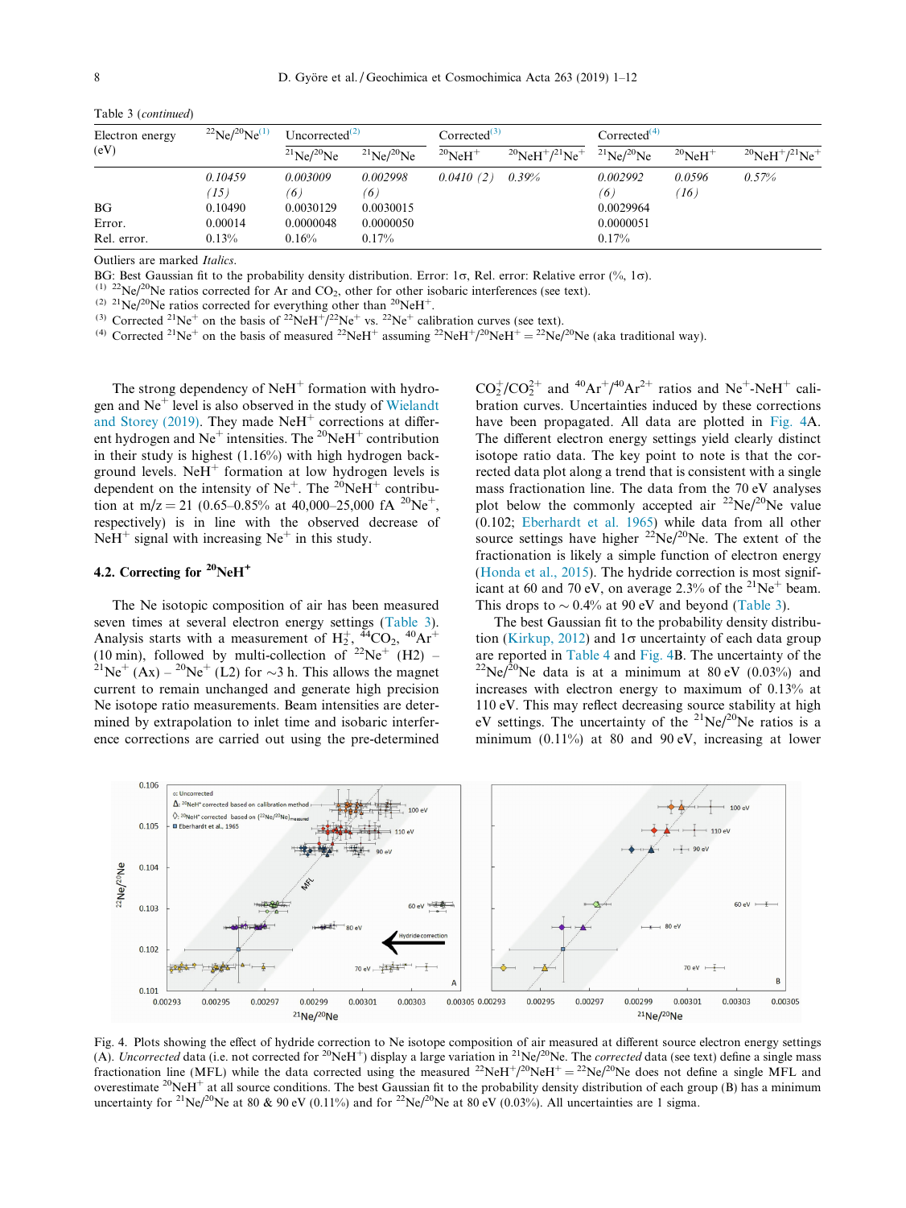Table 3 (*continued*)

| Electron energy (eV) | $^{22}Ne/^{20}Ne$ [(1)] | Uncorrected [(2)] | | Corrected [(3)] | | Corrected [(4)] | | |
|---|---|---|---|---|---|---|---|---|
| | | $^{21}Ne/^{20}Ne$ | $^{21}Ne/^{20}Ne$ | $^{20}NeH^+$ | $^{20}NeH^+/^{21}Ne^+$ | $^{21}Ne/^{20}Ne$ | $^{20}NeH^+$ | $^{20}NeH^+/^{21}Ne^+$ |
| | *0.10459 (15)* | *0.003009 (6)* | *0.002998 (6)* | *0.0410 (2)* | *0.39%* | *0.002992 (6)* | *0.0596 (16)* | *0.57%* |
| BG | 0.10490 | 0.0030129 | 0.0030015 | | | 0.0029964 | | |
| Error. | 0.00014 | 0.0000048 | 0.0000050 | | | 0.0000051 | | |
| Rel. error. | 0.13% | 0.16% | 0.17% | | | 0.17% | | |

Outliers are marked *Italics*.

BG: Best Gaussian fit to the probability density distribution. Error: 1σ, Rel. error: Relative error (%, 1σ).

(1) $^{22}Ne/^{20}Ne$ ratios corrected for Ar and $CO_2$, other for other isobaric interferences (see text).

(2) $^{21}Ne/^{20}Ne$ ratios corrected for everything other than $^{20}NeH^+$.

(3) Corrected $^{21}Ne^+$ on the basis of $^{22}NeH^+/^{22}Ne^+$ vs. $^{22}Ne^+$ calibration curves (see text).

(4) Corrected $^{21}Ne^+$ on the basis of measured $^{22}NeH^+$ assuming $^{22}NeH^+/^{20}NeH^+ = ^{22}Ne/^{20}Ne$ (aka traditional way).

The strong dependency of $NeH^+$ formation with hydrogen and $Ne^+$ level is also observed in the study of Wielandt and Storey (2019). They made $NeH^+$ corrections at different hydrogen and $Ne^+$ intensities. The $^{20}NeH^+$ contribution in their study is highest (1.16%) with high hydrogen background levels. $NeH^+$ formation at low hydrogen levels is dependent on the intensity of $Ne^+$. The $^{20}NeH^+$ contribution at m/z = 21 (0.65–0.85% at 40,000–25,000 fA $^{20}Ne^+$, respectively) is in line with the observed decrease of $NeH^+$ signal with increasing $Ne^+$ in this study.

### 4.2. Correcting for $^{20}NeH^+$

The Ne isotopic composition of air has been measured seven times at several electron energy settings (Table 3). Analysis starts with a measurement of $H_2^+$, $^{44}CO_2$, $^{40}Ar^+$ (10 min), followed by multi-collection of $^{22}Ne^+$ (H2) – $^{21}Ne^+$ (Ax) – $^{20}Ne^+$ (L2) for ~3 h. This allows the magnet current to remain unchanged and generate high precision Ne isotope ratio measurements. Beam intensities are determined by extrapolation to inlet time and isobaric interference corrections are carried out using the pre-determined $CO_2^+/CO_2^{2+}$ and $^{40}Ar^+/^{40}Ar^{2+}$ ratios and $Ne^+$-$NeH^+$ calibration curves. Uncertainties induced by these corrections have been propagated. All data are plotted in Fig. 4A. The different electron energy settings yield clearly distinct isotope ratio data. The key point to note is that the corrected data plot along a trend that is consistent with a single mass fractionation line. The data from the 70 eV analyses plot below the commonly accepted air $^{22}Ne/^{20}Ne$ value (0.102; Eberhardt et al. 1965) while data from all other source settings have higher $^{22}Ne/^{20}Ne$. The extent of the fractionation is likely a simple function of electron energy (Honda et al., 2015). The hydride correction is most significant at 60 and 70 eV, on average 2.3% of the $^{21}Ne^+$ beam. This drops to ~ 0.4% at 90 eV and beyond (Table 3).

The best Gaussian fit to the probability density distribution (Kirkup, 2012) and 1σ uncertainty of each data group are reported in Table 4 and Fig. 4B. The uncertainty of the $^{22}Ne/^{20}Ne$ data is at a minimum at 80 eV (0.03%) and increases with electron energy to maximum of 0.13% at 110 eV. This may reflect decreasing source stability at high eV settings. The uncertainty of the $^{21}Ne/^{20}Ne$ ratios is a minimum (0.11%) at 80 and 90 eV, increasing at lower

Fig. 4. Plots showing the effect of hydride correction to Ne isotope composition of air measured at different source electron energy settings (A). *Uncorrected* data (i.e. not corrected for $^{20}NeH^+$) display a large variation in $^{21}Ne/^{20}Ne$. The *corrected* data (see text) define a single mass fractionation line (MFL) while the data corrected using the measured $^{22}NeH^+/^{20}NeH^+ = ^{22}Ne/^{20}Ne$ does not define a single MFL and overestimate $^{20}NeH^+$ at all source conditions. The best Gaussian fit to the probability density distribution of each group (B) has a minimum uncertainty for $^{21}Ne/^{20}Ne$ at 80 & 90 eV (0.11%) and for $^{22}Ne/^{20}Ne$ at 80 eV (0.03%). All uncertainties are 1 sigma.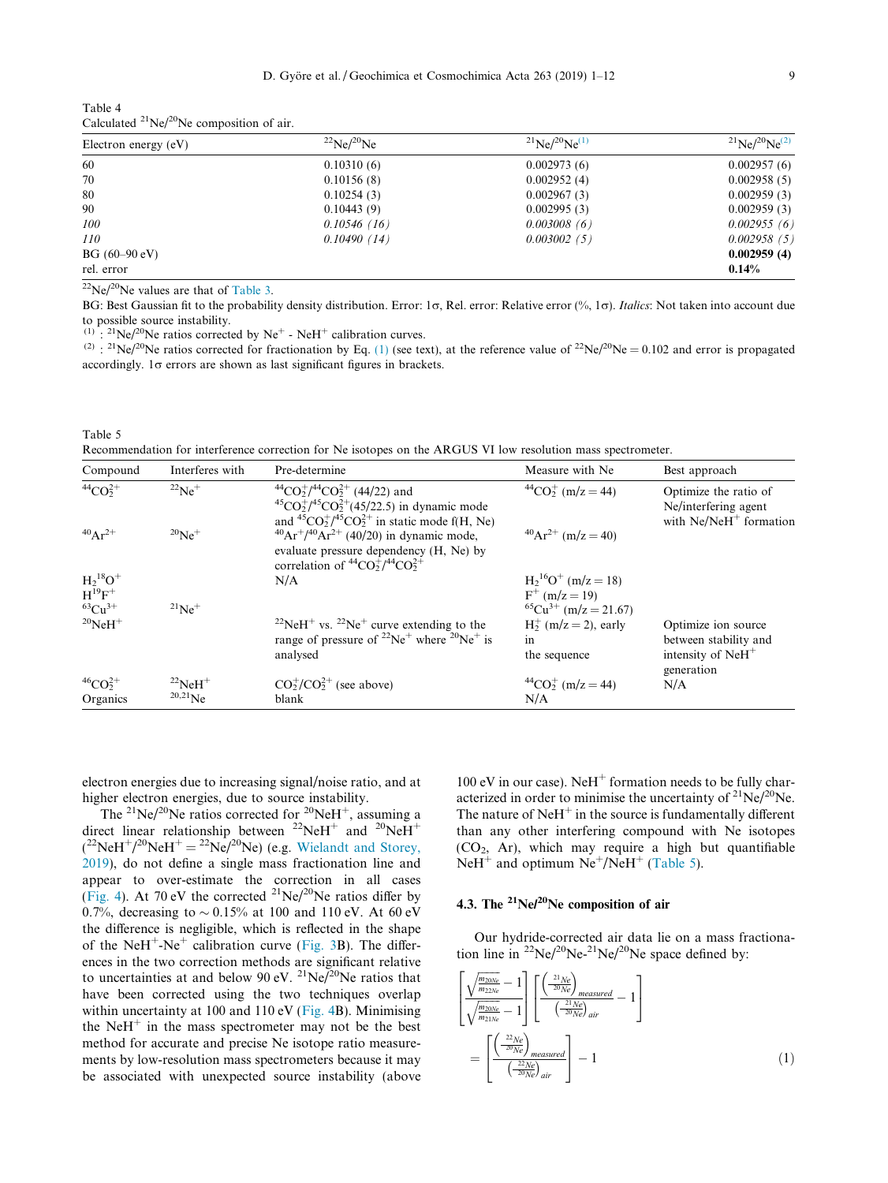Table 4
Calculated $^{21}Ne/^{20}Ne$ composition of air.

| Electron energy (eV) | $^{22}Ne/^{20}Ne$ | $^{21}Ne/^{20}Ne$ [(1)] | $^{21}Ne/^{20}Ne$ [(2)] |
|---|---|---|---|
| 60 | 0.10310 (6) | 0.002973 (6) | 0.002957 (6) |
| 70 | 0.10156 (8) | 0.002952 (4) | 0.002958 (5) |
| 80 | 0.10254 (3) | 0.002967 (3) | 0.002959 (3) |
| 90 | 0.10443 (9) | 0.002995 (3) | 0.002959 (3) |
| *100* | *0.10546 (16)* | *0.003008 (6)* | *0.002955 (6)* |
| *110* | *0.10490 (14)* | *0.003002 (5)* | *0.002958 (5)* |
| BG (60–90 eV) | | | **0.002959 (4)** |
| rel. error | | | **0.14%** |

$^{22}Ne/^{20}Ne$ values are that of Table 3.

BG: Best Gaussian fit to the probability density distribution. Error: 1σ, Rel. error: Relative error (%, 1σ). *Italics*: Not taken into account due to possible source instability.

[(1)] : $^{21}Ne/^{20}Ne$ ratios corrected by $Ne^+$ - $NeH^+$ calibration curves.

[(2)] : $^{21}Ne/^{20}Ne$ ratios corrected for fractionation by Eq. (1) (see text), at the reference value of $^{22}Ne/^{20}Ne = 0.102$ and error is propagated accordingly. 1σ errors are shown as last significant figures in brackets.

Table 5
Recommendation for interference correction for Ne isotopes on the ARGUS VI low resolution mass spectrometer.

| Compound | Interferes with | Pre-determine | Measure with Ne | Best approach |
|---|---|---|---|---|
| $^{44}CO_2^{2+}$ | $^{22}Ne^+$ | $^{44}CO_2^+/^{44}CO_2^{2+}$ (44/22) and $^{45}CO_2^+/^{45}CO_2^{2+}$(45/22.5) in dynamic mode and $^{45}CO_2^+/^{45}CO_2^{2+}$ in static mode f(H, Ne) | $^{44}CO_2^+$ (m/z = 44) | Optimize the ratio of Ne/interfering agent with $Ne/NeH^+$ formation |
| $^{40}Ar^{2+}$ | $^{20}Ne^+$ | $^{40}Ar^+/^{40}Ar^{2+}$ (40/20) in dynamic mode, evaluate pressure dependency (H, Ne) by correlation of $^{44}CO_2^+/^{44}CO_2^{2+}$ | $^{40}Ar^{2+}$ (m/z = 40) | |
| $H_2{}^{18}O^+$ | | N/A | $H_2{}^{16}O^+$ (m/z = 18) | |
| $H^{19}F^+$ | | | $F^+$ (m/z = 19) | |
| $^{63}Cu^{3+}$ | $^{21}Ne^+$ | | $^{65}Cu^{3+}$ (m/z = 21.67) | |
| $^{20}NeH^+$ | | $^{22}NeH^+$ vs. $^{22}Ne^+$ curve extending to the range of pressure of $^{22}Ne^+$ where $^{20}Ne^+$ is analysed | $H_2^+$ (m/z = 2), early in the sequence | Optimize ion source between stability and intensity of $NeH^+$ generation |
| $^{46}CO_2^{2+}$ | $^{22}NeH^+$ | $CO_2^+/CO_2^{2+}$ (see above) | $^{44}CO_2^+$ (m/z = 44) | N/A |
| Organics | $^{20,21}Ne$ | blank | N/A | |

electron energies due to increasing signal/noise ratio, and at higher electron energies, due to source instability.

The $^{21}Ne/^{20}Ne$ ratios corrected for $^{20}NeH^+$, assuming a direct linear relationship between $^{22}NeH^+$ and $^{20}NeH^+$ ($^{22}NeH^+/^{20}NeH^+ = ^{22}Ne/^{20}Ne$) (e.g. Wielandt and Storey, 2019), do not define a single mass fractionation line and appear to over-estimate the correction in all cases (Fig. 4). At 70 eV the corrected $^{21}Ne/^{20}Ne$ ratios differ by 0.7%, decreasing to ~0.15% at 100 and 110 eV. At 60 eV the difference is negligible, which is reflected in the shape of the $NeH^+$-$Ne^+$ calibration curve (Fig. 3B). The differences in the two correction methods are significant relative to uncertainties at and below 90 eV. $^{21}Ne/^{20}Ne$ ratios that have been corrected using the two techniques overlap within uncertainty at 100 and 110 eV (Fig. 4B). Minimising the $NeH^+$ in the mass spectrometer may not be the best method for accurate and precise Ne isotope ratio measurements by low-resolution mass spectrometers because it may be associated with unexpected source instability (above 100 eV in our case). $NeH^+$ formation needs to be fully characterized in order to minimise the uncertainty of $^{21}Ne/^{20}Ne$. The nature of $NeH^+$ in the source is fundamentally different than any other interfering compound with Ne isotopes ($CO_2$, Ar), which may require a high but quantifiable $NeH^+$ and optimum $Ne^+/NeH^+$ (Table 5).

### 4.3. The $^{21}Ne/^{20}Ne$ composition of air

Our hydride-corrected air data lie on a mass fractionation line in $^{22}Ne/^{20}Ne$-$^{21}Ne/^{20}Ne$ space defined by:

$$\left[\frac{\sqrt{\frac{m_{20Ne}}{m_{22Ne}}}-1}{\sqrt{\frac{m_{20Ne}}{m_{21Ne}}}-1}\right]\left[\frac{\left(\frac{^{21}Ne}{^{20}Ne}\right)_{measured}}{\left(\frac{^{21}Ne}{^{20}Ne}\right)_{air}}-1\right] = \left[\frac{\left(\frac{^{22}Ne}{^{20}Ne}\right)_{measured}}{\left(\frac{^{22}Ne}{^{20}Ne}\right)_{air}}\right]-1 \quad (1)$$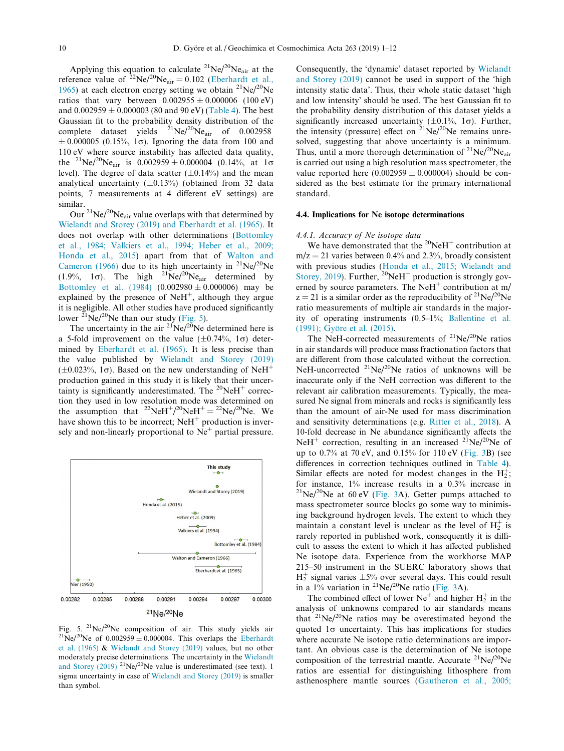Applying this equation to calculate $^{21}Ne/^{20}Ne_{air}$ at the reference value of $^{22}Ne/^{20}Ne_{air} = 0.102$ (Eberhardt et al., 1965) at each electron energy setting we obtain $^{21}Ne/^{20}Ne$ ratios that vary between $0.002955 \pm 0.000006$ (100 eV) and $0.002959 \pm 0.000003$ (80 and 90 eV) (Table 4). The best Gaussian fit to the probability density distribution of the complete dataset yields $^{21}Ne/^{20}Ne_{air}$ of 0.002958 $\pm$ 0.000005 (0.15%, 1σ). Ignoring the data from 100 and 110 eV where source instability has affected data quality, the $^{21}Ne/^{20}Ne_{air}$ is $0.002959 \pm 0.000004$ (0.14%, at 1σ level). The degree of data scatter (±0.14%) and the mean analytical uncertainty (±0.13%) (obtained from 32 data points, 7 measurements at 4 different eV settings) are similar.

Our $^{21}Ne/^{20}Ne_{air}$ value overlaps with that determined by Wielandt and Storey (2019) and Eberhardt et al. (1965). It does not overlap with other determinations (Bottomley et al., 1984; Valkiers et al., 1994; Heber et al., 2009; Honda et al., 2015) apart from that of Walton and Cameron (1966) due to its high uncertainty in $^{21}Ne/^{20}Ne$ (1.9%, 1σ). The high $^{21}Ne/^{20}Ne_{air}$ determined by Bottomley et al. (1984) ($0.002980 \pm 0.000006$) may be explained by the presence of $NeH^+$, although they argue it is negligible. All other studies have produced significantly lower $^{21}Ne/^{20}Ne$ than our study (Fig. 5).

The uncertainty in the air $^{21}Ne/^{20}Ne$ determined here is a 5-fold improvement on the value (±0.74%, 1σ) determined by Eberhardt et al. (1965). It is less precise than the value published by Wielandt and Storey (2019) (±0.023%, 1σ). Based on the new understanding of $NeH^+$ production gained in this study it is likely that their uncertainty is significantly underestimated. The $^{20}NeH^+$ correction they used in low resolution mode was determined on the assumption that $^{22}NeH^+/^{20}NeH^+ = ^{22}Ne/^{20}Ne$. We have shown this to be incorrect; $NeH^+$ production is inversely and non-linearly proportional to $Ne^+$ partial pressure.

Fig. 5. $^{21}Ne/^{20}Ne$ composition of air. This study yields air $^{21}Ne/^{20}Ne$ of $0.002959 \pm 0.000004$. This overlaps the Eberhardt et al. (1965) & Wielandt and Storey (2019) values, but no other moderately precise determinations. The uncertainty in the Wielandt and Storey (2019) $^{21}Ne/^{20}Ne$ value is underestimated (see text). 1 sigma uncertainty in case of Wielandt and Storey (2019) is smaller than symbol.

Consequently, the 'dynamic' dataset reported by Wielandt and Storey (2019) cannot be used in support of the 'high intensity static data'. Thus, their whole static dataset 'high and low intensity' should be used. The best Gaussian fit to the probability density distribution of this dataset yields a significantly increased uncertainty (±0.1%, 1σ). Further, the intensity (pressure) effect on $^{21}Ne/^{20}Ne$ remains unresolved, suggesting that above uncertainty is a minimum. Thus, until a more thorough determination of $^{21}Ne/^{20}Ne_{air}$ is carried out using a high resolution mass spectrometer, the value reported here ($0.002959 \pm 0.000004$) should be considered as the best estimate for the primary international standard.

### 4.4. Implications for Ne isotope determinations

#### *4.4.1. Accuracy of Ne isotope data*

We have demonstrated that the $^{20}NeH^+$ contribution at m/z = 21 varies between 0.4% and 2.3%, broadly consistent with previous studies (Honda et al., 2015; Wielandt and Storey, 2019). Further, $^{20}NeH^+$ production is strongly governed by source parameters. The $NeH^+$ contribution at m/z = 21 is a similar order as the reproducibility of $^{21}Ne/^{20}Ne$ ratio measurements of multiple air standards in the majority of operating instruments (0.5–1%; Ballentine et al. (1991); Györe et al. (2015).

The NeH-corrected measurements of $^{21}Ne/^{20}Ne$ ratios in air standards will produce mass fractionation factors that are different from those calculated without the correction. NeH-uncorrected $^{21}Ne/^{20}Ne$ ratios of unknowns will be inaccurate only if the NeH correction was different to the relevant air calibration measurements. Typically, the measured Ne signal from minerals and rocks is significantly less than the amount of air-Ne used for mass discrimination and sensitivity determinations (e.g. Ritter et al., 2018). A 10-fold decrease in Ne abundance significantly affects the $NeH^+$ correction, resulting in an increased $^{21}Ne/^{20}Ne$ of up to 0.7% at 70 eV, and 0.15% for 110 eV (Fig. 3B) (see differences in correction techniques outlined in Table 4). Similar effects are noted for modest changes in the $H_2^+$; for instance, 1% increase results in a 0.3% increase in $^{21}Ne/^{20}Ne$ at 60 eV (Fig. 3A). Getter pumps attached to mass spectrometer source blocks go some way to minimising background hydrogen levels. The extent to which they maintain a constant level is unclear as the level of $H_2^+$ is rarely reported in published work, consequently it is difficult to assess the extent to which it has affected published Ne isotope data. Experience from the workhorse MAP 215–50 instrument in the SUERC laboratory shows that $H_2^+$ signal varies ±5% over several days. This could result in a 1% variation in $^{21}Ne/^{20}Ne$ ratio (Fig. 3A).

The combined effect of lower $Ne^+$ and higher $H_2^+$ in the analysis of unknowns compared to air standards means that $^{21}Ne/^{20}Ne$ ratios may be overestimated beyond the quoted 1σ uncertainty. This has implications for studies where accurate Ne isotope ratio determinations are important. An obvious case is the determination of Ne isotope composition of the terrestrial mantle. Accurate $^{21}Ne/^{20}Ne$ ratios are essential for distinguishing lithosphere from asthenosphere mantle sources (Gautheron et al., 2005;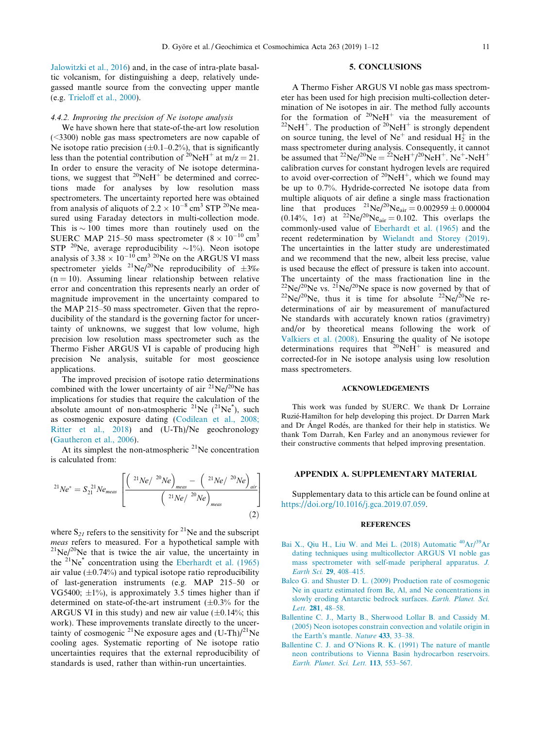Jalowitzki et al., 2016) and, in the case of intra-plate basaltic volcanism, for distinguishing a deep, relatively undegassed mantle source from the convecting upper mantle (e.g. Trieloff et al., 2000).

#### 4.4.2. Improving the precision of Ne isotope analysis

We have shown here that state-of-the-art low resolution (<3300) noble gas mass spectrometers are now capable of Ne isotope ratio precision (±0.1–0.2%), that is significantly less than the potential contribution of $^{20}NeH^+$ at m/z = 21. In order to ensure the veracity of Ne isotope determinations, we suggest that $^{20}NeH^+$ be determined and corrections made for analyses by low resolution mass spectrometers. The uncertainty reported here was obtained from analysis of aliquots of $2.2 \times 10^{-8}$ cm$^3$ STP $^{20}$Ne measured using Faraday detectors in multi-collection mode. This is ~100 times more than routinely used on the SUERC MAP 215–50 mass spectrometer ($8 \times 10^{-10}$ cm$^3$ STP $^{20}$Ne, average reproducibility ~1%). Neon isotope analysis of $3.38 \times 10^{-10}$ cm$^3$ $^{20}$Ne on the ARGUS VI mass spectrometer yields $^{21}Ne/^{20}Ne$ reproducibility of ±3‰ (n = 10). Assuming linear relationship between relative error and concentration this represents nearly an order of magnitude improvement in the uncertainty compared to the MAP 215–50 mass spectrometer. Given that the reproducibility of the standard is the governing factor for uncertainty of unknowns, we suggest that low volume, high precision low resolution mass spectrometer such as the Thermo Fisher ARGUS VI is capable of producing high precision Ne analysis, suitable for most geoscience applications.

The improved precision of isotope ratio determinations combined with the lower uncertainty of air $^{21}Ne/^{20}Ne$ has implications for studies that require the calculation of the absolute amount of non-atmospheric $^{21}$Ne ($^{21}Ne^*$), such as cosmogenic exposure dating (Codilean et al., 2008; Ritter et al., 2018) and (U-Th)/Ne geochronology (Gautheron et al., 2006).

At its simplest the non-atmospheric $^{21}$Ne concentration is calculated from:

$$^{21}Ne^* = S_{21}\,{}^{21}Ne_{meas}\left[\frac{\left(^{21}Ne/\,^{20}Ne\right)_{meas} - \left(^{21}Ne/\,^{20}Ne\right)_{air}}{\left(^{21}Ne/\,^{20}Ne\right)_{meas}}\right] \tag{2}$$

where $S_{21}$ refers to the sensitivity for $^{21}$Ne and the subscript *meas* refers to measured. For a hypothetical sample with $^{21}Ne/^{20}Ne$ that is twice the air value, the uncertainty in the $^{21}Ne^*$ concentration using the Eberhardt et al. (1965) air value (±0.74%) and typical isotope ratio reproducibility of last-generation instruments (e.g. MAP 215–50 or VG5400; ±1%), is approximately 3.5 times higher than if determined on state-of-the-art instrument (±0.3% for the ARGUS VI in this study) and new air value (±0.14%; this work). These improvements translate directly to the uncertainty of cosmogenic $^{21}$Ne exposure ages and (U-Th)/$^{21}$Ne cooling ages. Systematic reporting of Ne isotope ratio uncertainties requires that the external reproducibility of standards is used, rather than within-run uncertainties.

## 5. CONCLUSIONS

A Thermo Fisher ARGUS VI noble gas mass spectrometer has been used for high precision multi-collection determination of Ne isotopes in air. The method fully accounts for the formation of $^{20}NeH^+$ via the measurement of $^{22}NeH^+$. The production of $^{20}NeH^+$ is strongly dependent on source tuning, the level of $Ne^+$ and residual $H_2^+$ in the mass spectrometer during analysis. Consequently, it cannot be assumed that $^{22}Ne/^{20}Ne = {}^{22}NeH^+/^{20}NeH^+$. $Ne^+$-$NeH^+$ calibration curves for constant hydrogen levels are required to avoid over-correction of $^{20}NeH^+$, which we found may be up to 0.7%. Hydride-corrected Ne isotope data from multiple aliquots of air define a single mass fractionation line that produces $^{21}Ne/^{20}Ne_{air} = 0.002959 \pm 0.000004$ (0.14%, 1σ) at $^{22}Ne/^{20}Ne_{air} = 0.102$. This overlaps the commonly-used value of Eberhardt et al. (1965) and the recent redetermination by Wielandt and Storey (2019). The uncertainties in the latter study are underestimated and we recommend that the new, albeit less precise, value is used because the effect of pressure is taken into account. The uncertainty of the mass fractionation line in the $^{22}Ne/^{20}Ne$ vs. $^{21}Ne/^{20}Ne$ space is now governed by that of $^{22}Ne/^{20}Ne$, thus it is time for absolute $^{22}Ne/^{20}Ne$ redeterminations of air by measurement of manufactured Ne standards with accurately known ratios (gravimetry) and/or by theoretical means following the work of Valkiers et al. (2008). Ensuring the quality of Ne isotope determinations requires that $^{20}NeH^+$ is measured and corrected-for in Ne isotope analysis using low resolution mass spectrometers.

## ACKNOWLEDGEMENTS

This work was funded by SUERC. We thank Dr Lorraine Ruzié-Hamilton for help developing this project. Dr Darren Mark and Dr Ángel Rodés, are thanked for their help in statistics. We thank Tom Darrah, Ken Farley and an anonymous reviewer for their constructive comments that helped improving presentation.

## APPENDIX A. SUPPLEMENTARY MATERIAL

Supplementary data to this article can be found online at https://doi.org/10.1016/j.gca.2019.07.059.

## REFERENCES

Bai X., Qiu H., Liu W. and Mei L. (2018) Automatic $^{40}Ar/^{39}Ar$ dating techniques using multicollector ARGUS VI noble gas mass spectrometer with self-made peripheral apparatus. *J. Earth Sci.* **29**, 408–415.

Balco G. and Shuster D. L. (2009) Production rate of cosmogenic Ne in quartz estimated from Be, Al, and Ne concentrations in slowly eroding Antarctic bedrock surfaces. *Earth. Planet. Sci. Lett.* **281**, 48–58.

Ballentine C. J., Marty B., Sherwood Lollar B. and Cassidy M. (2005) Neon isotopes constrain convection and volatile origin in the Earth's mantle. *Nature* **433**, 33–38.

Ballentine C. J. and O'Nions R. K. (1991) The nature of mantle neon contributions to Vienna Basin hydrocarbon reservoirs. *Earth. Planet. Sci. Lett.* **113**, 553–567.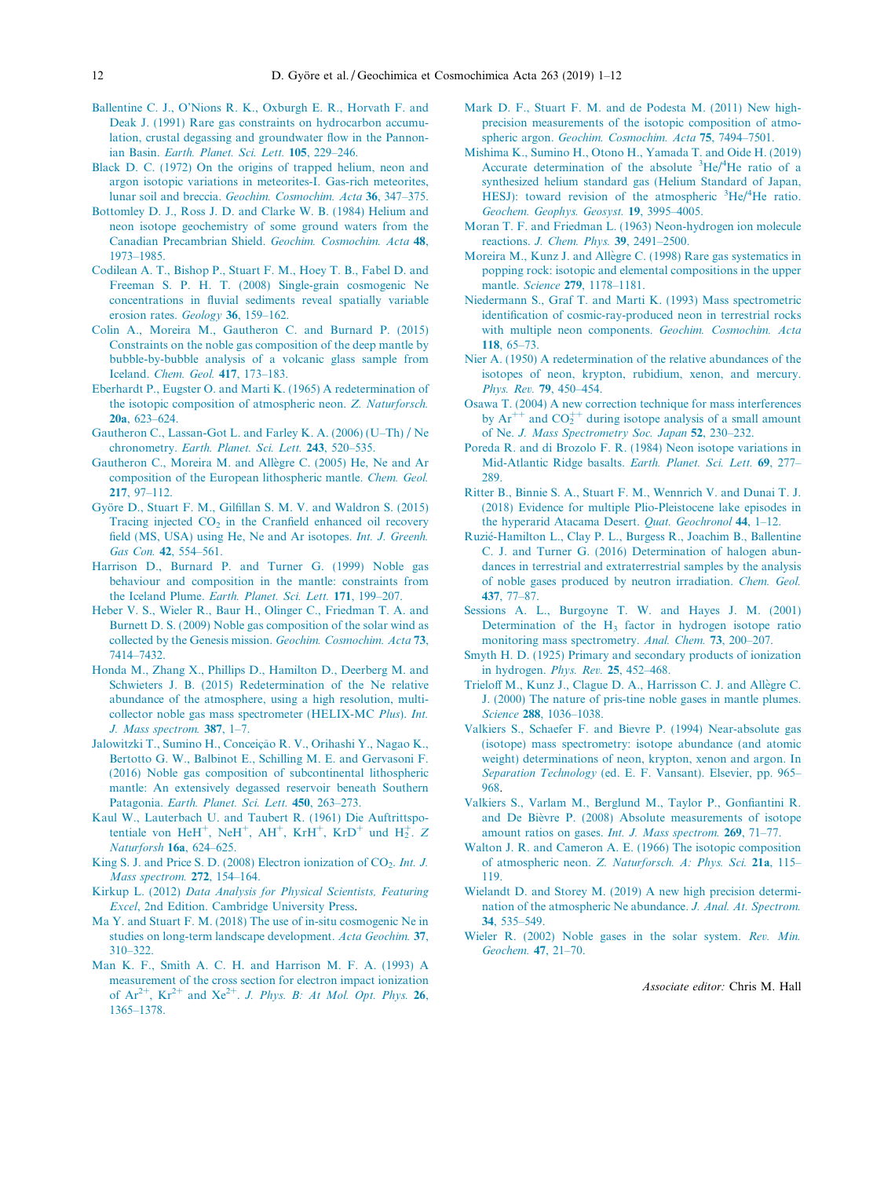Ballentine C. J., O'Nions R. K., Oxburgh E. R., Horvath F. and Deak J. (1991) Rare gas constraints on hydrocarbon accumulation, crustal degassing and groundwater flow in the Pannonian Basin. *Earth. Planet. Sci. Lett.* **105**, 229–246.

Black D. C. (1972) On the origins of trapped helium, neon and argon isotopic variations in meteorites-I. Gas-rich meteorites, lunar soil and breccia. *Geochim. Cosmochim. Acta* **36**, 347–375.

Bottomley D. J., Ross J. D. and Clarke W. B. (1984) Helium and neon isotope geochemistry of some ground waters from the Canadian Precambrian Shield. *Geochim. Cosmochim. Acta* **48**, 1973–1985.

Codilean A. T., Bishop P., Stuart F. M., Hoey T. B., Fabel D. and Freeman S. P. H. T. (2008) Single-grain cosmogenic Ne concentrations in fluvial sediments reveal spatially variable erosion rates. *Geology* **36**, 159–162.

Colin A., Moreira M., Gautheron C. and Burnard P. (2015) Constraints on the noble gas composition of the deep mantle by bubble-by-bubble analysis of a volcanic glass sample from Iceland. *Chem. Geol.* **417**, 173–183.

Eberhardt P., Eugster O. and Marti K. (1965) A redetermination of the isotopic composition of atmospheric neon. *Z. Naturforsch.* **20a**, 623–624.

Gautheron C., Lassan-Got L. and Farley K. A. (2006) (U–Th) / Ne chronometry. *Earth. Planet. Sci. Lett.* **243**, 520–535.

Gautheron C., Moreira M. and Allègre C. (2005) He, Ne and Ar composition of the European lithospheric mantle. *Chem. Geol.* **217**, 97–112.

Györe D., Stuart F. M., Gilfillan S. M. V. and Waldron S. (2015) Tracing injected $CO_2$ in the Cranfield enhanced oil recovery field (MS, USA) using He, Ne and Ar isotopes. *Int. J. Greenh. Gas Con.* **42**, 554–561.

Harrison D., Burnard P. and Turner G. (1999) Noble gas behaviour and composition in the mantle: constraints from the Iceland Plume. *Earth. Planet. Sci. Lett.* **171**, 199–207.

Heber V. S., Wieler R., Baur H., Olinger C., Friedman T. A. and Burnett D. S. (2009) Noble gas composition of the solar wind as collected by the Genesis mission. *Geochim. Cosmochim. Acta* **73**, 7414–7432.

Honda M., Zhang X., Phillips D., Hamilton D., Deerberg M. and Schwieters J. B. (2015) Redetermination of the Ne relative abundance of the atmosphere, using a high resolution, multi-collector noble gas mass spectrometer (HELIX-MC *Plus*). *Int. J. Mass spectrom.* **387**, 1–7.

Jalowitzki T., Sumino H., Conceição R. V., Orihashi Y., Nagao K., Bertotto G. W., Balbinot E., Schilling M. E. and Gervasoni F. (2016) Noble gas composition of subcontinental lithospheric mantle: An extensively degassed reservoir beneath Southern Patagonia. *Earth. Planet. Sci. Lett.* **450**, 263–273.

Kaul W., Lauterbach U. and Taubert R. (1961) Die Auftrittspotentiale von $HeH^+$, $NeH^+$, $AH^+$, $KrH^+$, $KrD^+$ und $H_2^+$. *Z Naturforsh* **16a**, 624–625.

King S. J. and Price S. D. (2008) Electron ionization of $CO_2$. *Int. J. Mass spectrom.* **272**, 154–164.

Kirkup L. (2012) *Data Analysis for Physical Scientists, Featuring Excel*, 2nd Edition. Cambridge University Press.

Ma Y. and Stuart F. M. (2018) The use of in-situ cosmogenic Ne in studies on long-term landscape development. *Acta Geochim.* **37**, 310–322.

Man K. F., Smith A. C. H. and Harrison M. F. A. (1993) A measurement of the cross section for electron impact ionization of $Ar^{2+}$, $Kr^{2+}$ and $Xe^{2+}$. *J. Phys. B: At Mol. Opt. Phys.* **26**, 1365–1378.

Mark D. F., Stuart F. M. and de Podesta M. (2011) New high-precision measurements of the isotopic composition of atmospheric argon. *Geochim. Cosmochim. Acta* **75**, 7494–7501.

Mishima K., Sumino H., Otono H., Yamada T. and Oide H. (2019) Accurate determination of the absolute $^3He/^4He$ ratio of a synthesized helium standard gas (Helium Standard of Japan, HESJ): toward revision of the atmospheric $^3He/^4He$ ratio. *Geochem. Geophys. Geosyst.* **19**, 3995–4005.

Moran T. F. and Friedman L. (1963) Neon-hydrogen ion molecule reactions. *J. Chem. Phys.* **39**, 2491–2500.

Moreira M., Kunz J. and Allègre C. (1998) Rare gas systematics in popping rock: isotopic and elemental compositions in the upper mantle. *Science* **279**, 1178–1181.

Niedermann S., Graf T. and Marti K. (1993) Mass spectrometric identification of cosmic-ray-produced neon in terrestrial rocks with multiple neon components. *Geochim. Cosmochim. Acta* **118**, 65–73.

Nier A. (1950) A redetermination of the relative abundances of the isotopes of neon, krypton, rubidium, xenon, and mercury. *Phys. Rev.* **79**, 450–454.

Osawa T. (2004) A new correction technique for mass interferences by $Ar^{++}$ and $CO_2^{++}$ during isotope analysis of a small amount of Ne. *J. Mass Spectrometry Soc. Japan* **52**, 230–232.

Poreda R. and di Brozolo F. R. (1984) Neon isotope variations in Mid-Atlantic Ridge basalts. *Earth. Planet. Sci. Lett.* **69**, 277–289.

Ritter B., Binnie S. A., Stuart F. M., Wennrich V. and Dunai T. J. (2018) Evidence for multiple Plio-Pleistocene lake episodes in the hyperarid Atacama Desert. *Quat. Geochronol* **44**, 1–12.

Ruzié-Hamilton L., Clay P. L., Burgess R., Joachim B., Ballentine C. J. and Turner G. (2016) Determination of halogen abundances in terrestrial and extraterrestrial samples by the analysis of noble gases produced by neutron irradiation. *Chem. Geol.* **437**, 77–87.

Sessions A. L., Burgoyne T. W. and Hayes J. M. (2001) Determination of the $H_3$ factor in hydrogen isotope ratio monitoring mass spectrometry. *Anal. Chem.* **73**, 200–207.

Smyth H. D. (1925) Primary and secondary products of ionization in hydrogen. *Phys. Rev.* **25**, 452–468.

Trieloff M., Kunz J., Clague D. A., Harrison C. J. and Allègre C. J. (2000) The nature of pris-tine noble gases in mantle plumes. *Science* **288**, 1036–1038.

Valkiers S., Schaefer F. and Bievre P. (1994) Near-absolute gas (isotope) mass spectrometry: isotope abundance (and atomic weight) determinations of neon, krypton, xenon and argon. In *Separation Technology* (ed. E. F. Vansant). Elsevier, pp. 965–968.

Valkiers S., Varlam M., Berglund M., Taylor P., Gonfiantini R. and De Bièvre P. (2008) Absolute measurements of isotope amount ratios on gases. *Int. J. Mass spectrom.* **269**, 71–77.

Walton J. R. and Cameron A. E. (1966) The isotopic composition of atmospheric neon. *Z. Naturforsch. A: Phys. Sci.* **21a**, 115–119.

Wielandt D. and Storey M. (2019) A new high precision determination of the atmospheric Ne abundance. *J. Anal. At. Spectrom.* **34**, 535–549.

Wieler R. (2002) Noble gases in the solar system. *Rev. Min. Geochem.* **47**, 21–70.

*Associate editor:* Chris M. Hall